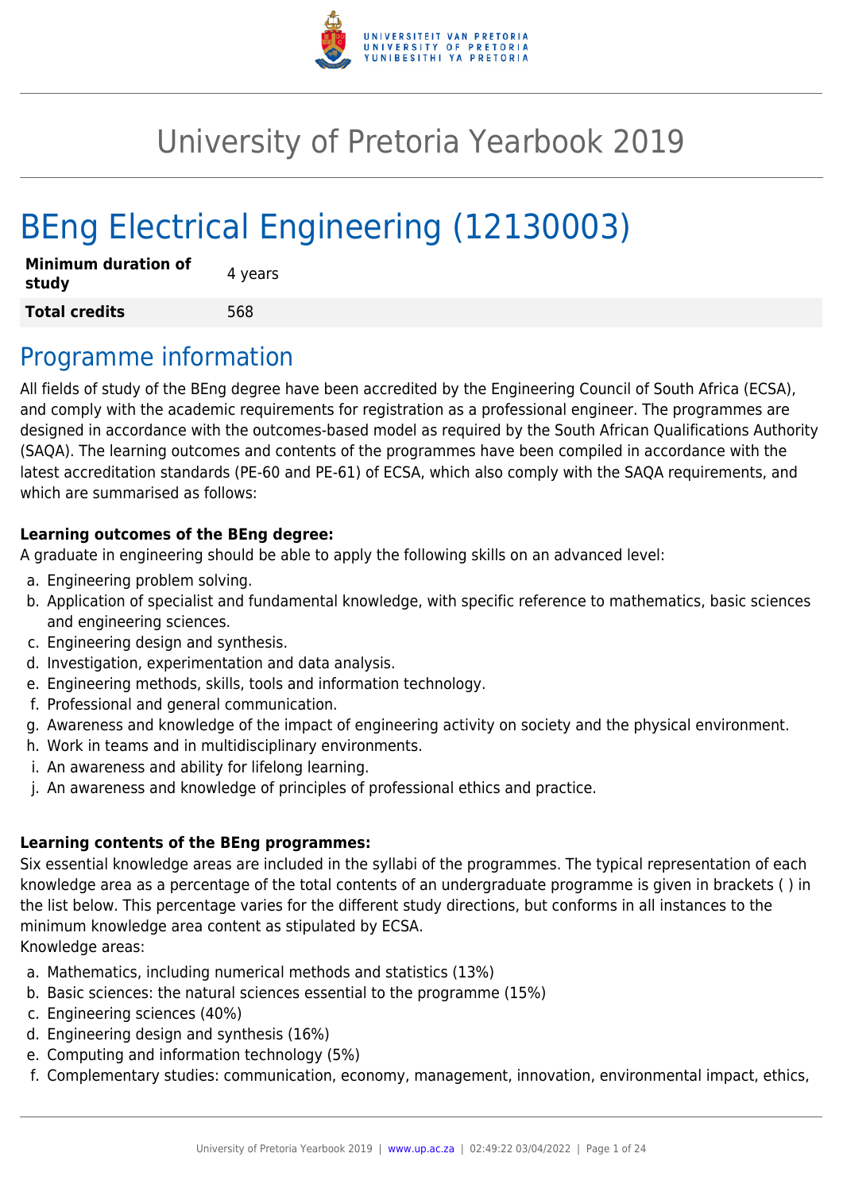# University of Pretoria Yearbook 2019

# BEng Electrical Engineering (12130003)

| Minimum duration of study | 4 years |
| --- | --- |
| **Total credits** | 568 |

## Programme information

All fields of study of the BEng degree have been accredited by the Engineering Council of South Africa (ECSA), and comply with the academic requirements for registration as a professional engineer. The programmes are designed in accordance with the outcomes-based model as required by the South African Qualifications Authority (SAQA). The learning outcomes and contents of the programmes have been compiled in accordance with the latest accreditation standards (PE-60 and PE-61) of ECSA, which also comply with the SAQA requirements, and which are summarised as follows:

**Learning outcomes of the BEng degree:**
A graduate in engineering should be able to apply the following skills on an advanced level:

a. Engineering problem solving.
b. Application of specialist and fundamental knowledge, with specific reference to mathematics, basic sciences and engineering sciences.
c. Engineering design and synthesis.
d. Investigation, experimentation and data analysis.
e. Engineering methods, skills, tools and information technology.
f. Professional and general communication.
g. Awareness and knowledge of the impact of engineering activity on society and the physical environment.
h. Work in teams and in multidisciplinary environments.
i. An awareness and ability for lifelong learning.
j. An awareness and knowledge of principles of professional ethics and practice.

**Learning contents of the BEng programmes:**
Six essential knowledge areas are included in the syllabi of the programmes. The typical representation of each knowledge area as a percentage of the total contents of an undergraduate programme is given in brackets ( ) in the list below. This percentage varies for the different study directions, but conforms in all instances to the minimum knowledge area content as stipulated by ECSA.
Knowledge areas:

a. Mathematics, including numerical methods and statistics (13%)
b. Basic sciences: the natural sciences essential to the programme (15%)
c. Engineering sciences (40%)
d. Engineering design and synthesis (16%)
e. Computing and information technology (5%)
f. Complementary studies: communication, economy, management, innovation, environmental impact, ethics,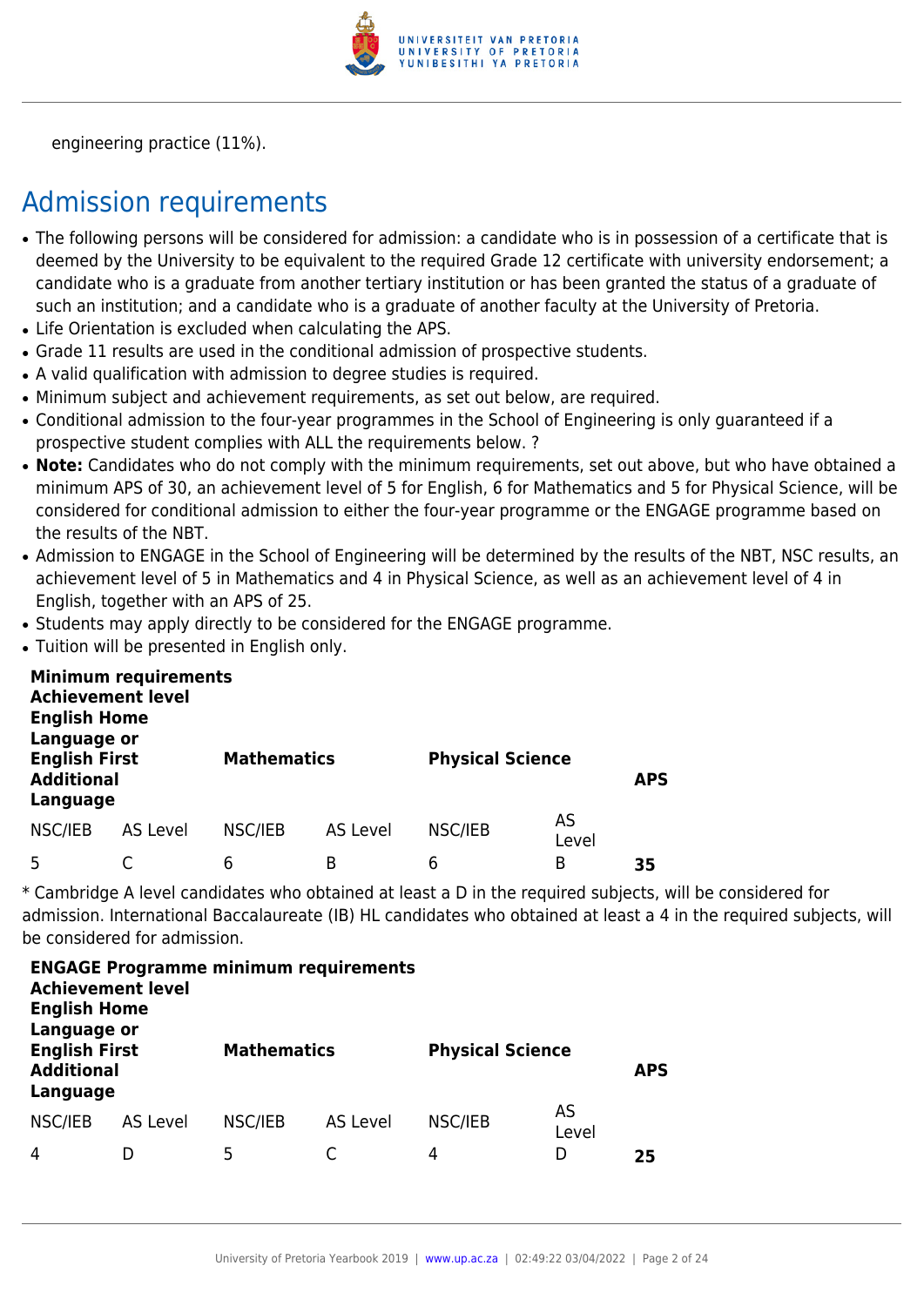engineering practice (11%).

## Admission requirements

- The following persons will be considered for admission: a candidate who is in possession of a certificate that is deemed by the University to be equivalent to the required Grade 12 certificate with university endorsement; a candidate who is a graduate from another tertiary institution or has been granted the status of a graduate of such an institution; and a candidate who is a graduate of another faculty at the University of Pretoria.
- Life Orientation is excluded when calculating the APS.
- Grade 11 results are used in the conditional admission of prospective students.
- A valid qualification with admission to degree studies is required.
- Minimum subject and achievement requirements, as set out below, are required.
- Conditional admission to the four-year programmes in the School of Engineering is only guaranteed if a prospective student complies with ALL the requirements below. ?
- **Note:** Candidates who do not comply with the minimum requirements, set out above, but who have obtained a minimum APS of 30, an achievement level of 5 for English, 6 for Mathematics and 5 for Physical Science, will be considered for conditional admission to either the four-year programme or the ENGAGE programme based on the results of the NBT.
- Admission to ENGAGE in the School of Engineering will be determined by the results of the NBT, NSC results, an achievement level of 5 in Mathematics and 4 in Physical Science, as well as an achievement level of 4 in English, together with an APS of 25.
- Students may apply directly to be considered for the ENGAGE programme.
- Tuition will be presented in English only.

| **Minimum requirements** | | | | | | |
|---|---|---|---|---|---|---|
| **Achievement level** | | | | | | |
| **English Home Language or English First Additional Language** | | **Mathematics** | | **Physical Science** | | **APS** |
| NSC/IEB | AS Level | NSC/IEB | AS Level | NSC/IEB | AS Level | |
| 5 | C | 6 | B | 6 | B | **35** |

* Cambridge A level candidates who obtained at least a D in the required subjects, will be considered for admission. International Baccalaureate (IB) HL candidates who obtained at least a 4 in the required subjects, will be considered for admission.

| **ENGAGE Programme minimum requirements** | | | | | | |
|---|---|---|---|---|---|---|
| **Achievement level** | | | | | | |
| **English Home Language or English First Additional Language** | | **Mathematics** | | **Physical Science** | | **APS** |
| NSC/IEB | AS Level | NSC/IEB | AS Level | NSC/IEB | AS Level | |
| 4 | D | 5 | C | 4 | D | **25** |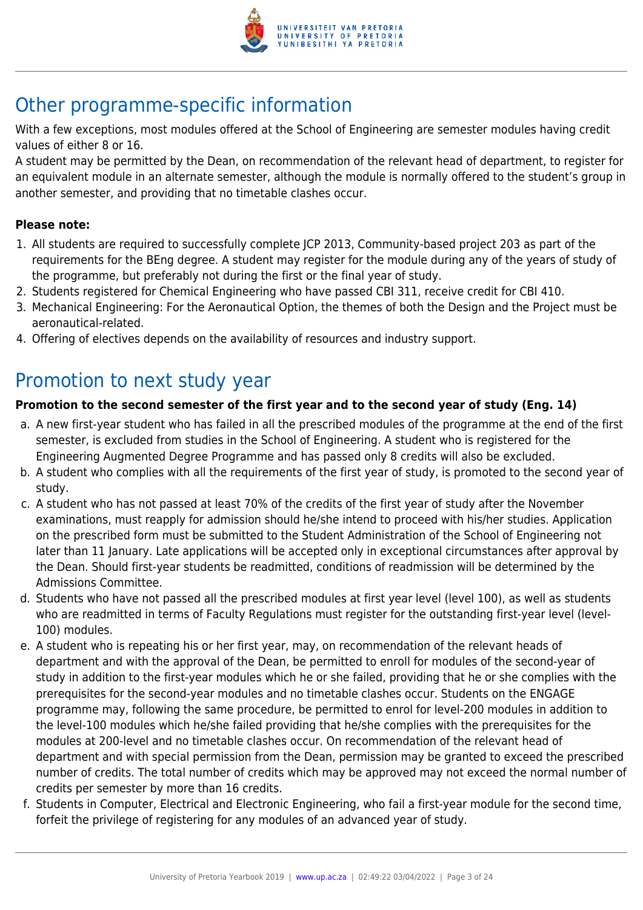## Other programme-specific information

With a few exceptions, most modules offered at the School of Engineering are semester modules having credit values of either 8 or 16.

A student may be permitted by the Dean, on recommendation of the relevant head of department, to register for an equivalent module in an alternate semester, although the module is normally offered to the student's group in another semester, and providing that no timetable clashes occur.

**Please note:**

1. All students are required to successfully complete JCP 2013, Community-based project 203 as part of the requirements for the BEng degree. A student may register for the module during any of the years of study of the programme, but preferably not during the first or the final year of study.
2. Students registered for Chemical Engineering who have passed CBI 311, receive credit for CBI 410.
3. Mechanical Engineering: For the Aeronautical Option, the themes of both the Design and the Project must be aeronautical-related.
4. Offering of electives depends on the availability of resources and industry support.

## Promotion to next study year

**Promotion to the second semester of the first year and to the second year of study (Eng. 14)**

a. A new first-year student who has failed in all the prescribed modules of the programme at the end of the first semester, is excluded from studies in the School of Engineering. A student who is registered for the Engineering Augmented Degree Programme and has passed only 8 credits will also be excluded.

b. A student who complies with all the requirements of the first year of study, is promoted to the second year of study.

c. A student who has not passed at least 70% of the credits of the first year of study after the November examinations, must reapply for admission should he/she intend to proceed with his/her studies. Application on the prescribed form must be submitted to the Student Administration of the School of Engineering not later than 11 January. Late applications will be accepted only in exceptional circumstances after approval by the Dean. Should first-year students be readmitted, conditions of readmission will be determined by the Admissions Committee.

d. Students who have not passed all the prescribed modules at first year level (level 100), as well as students who are readmitted in terms of Faculty Regulations must register for the outstanding first-year level (level-100) modules.

e. A student who is repeating his or her first year, may, on recommendation of the relevant heads of department and with the approval of the Dean, be permitted to enroll for modules of the second-year of study in addition to the first-year modules which he or she failed, providing that he or she complies with the prerequisites for the second-year modules and no timetable clashes occur. Students on the ENGAGE programme may, following the same procedure, be permitted to enrol for level-200 modules in addition to the level-100 modules which he/she failed providing that he/she complies with the prerequisites for the modules at 200-level and no timetable clashes occur. On recommendation of the relevant head of department and with special permission from the Dean, permission may be granted to exceed the prescribed number of credits. The total number of credits which may be approved may not exceed the normal number of credits per semester by more than 16 credits.

f. Students in Computer, Electrical and Electronic Engineering, who fail a first-year module for the second time, forfeit the privilege of registering for any modules of an advanced year of study.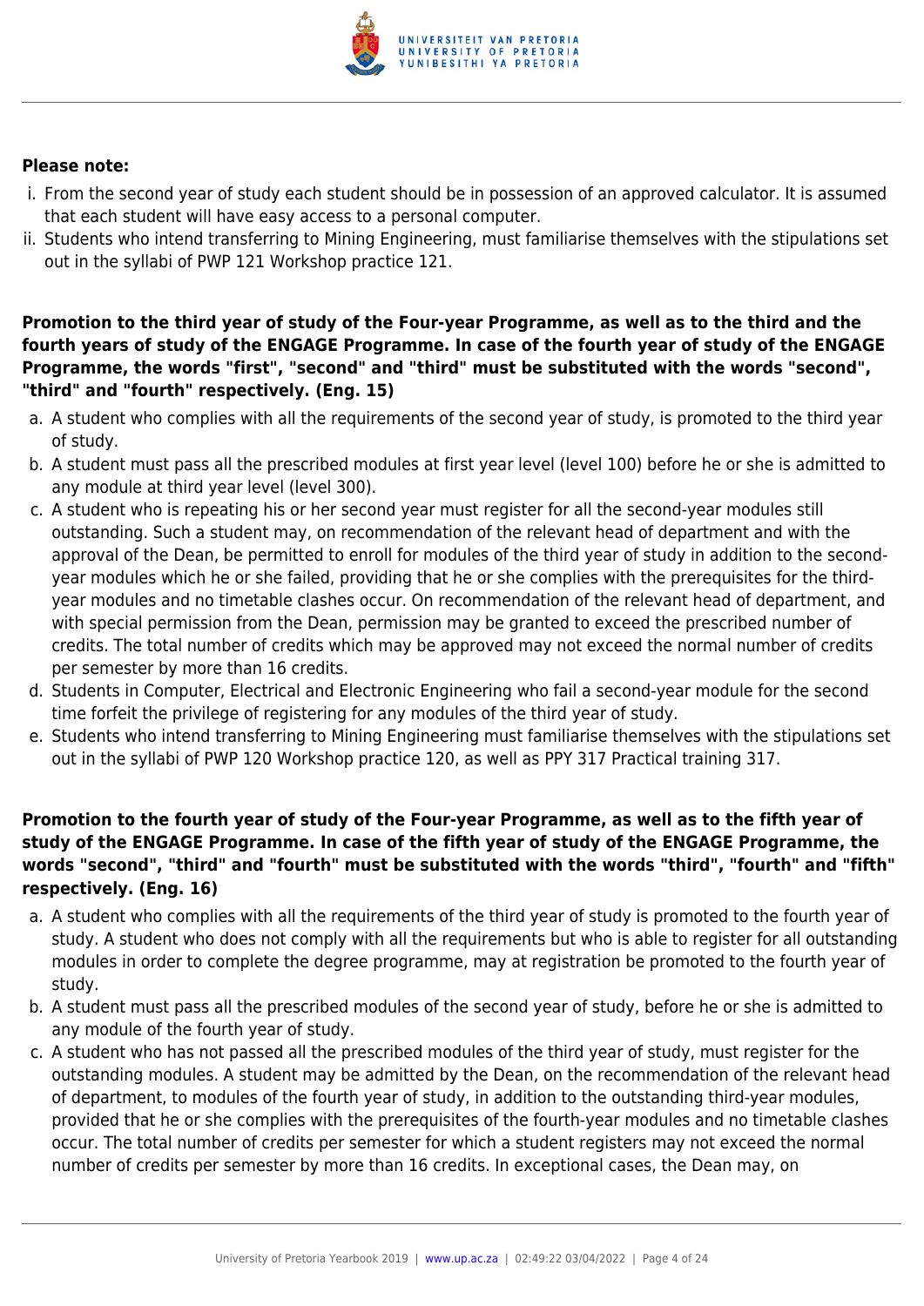**Please note:**

1. From the second year of study each student should be in possession of an approved calculator. It is assumed that each student will have easy access to a personal computer.
2. Students who intend transferring to Mining Engineering, must familiarise themselves with the stipulations set out in the syllabi of PWP 121 Workshop practice 121.

**Promotion to the third year of study of the Four-year Programme, as well as to the third and the fourth years of study of the ENGAGE Programme. In case of the fourth year of study of the ENGAGE Programme, the words "first", "second" and "third" must be substituted with the words "second", "third" and "fourth" respectively. (Eng. 15)**

a. A student who complies with all the requirements of the second year of study, is promoted to the third year of study.
b. A student must pass all the prescribed modules at first year level (level 100) before he or she is admitted to any module at third year level (level 300).
c. A student who is repeating his or her second year must register for all the second-year modules still outstanding. Such a student may, on recommendation of the relevant head of department and with the approval of the Dean, be permitted to enroll for modules of the third year of study in addition to the second-year modules which he or she failed, providing that he or she complies with the prerequisites for the third-year modules and no timetable clashes occur. On recommendation of the relevant head of department, and with special permission from the Dean, permission may be granted to exceed the prescribed number of credits. The total number of credits which may be approved may not exceed the normal number of credits per semester by more than 16 credits.
d. Students in Computer, Electrical and Electronic Engineering who fail a second-year module for the second time forfeit the privilege of registering for any modules of the third year of study.
e. Students who intend transferring to Mining Engineering must familiarise themselves with the stipulations set out in the syllabi of PWP 120 Workshop practice 120, as well as PPY 317 Practical training 317.

**Promotion to the fourth year of study of the Four-year Programme, as well as to the fifth year of study of the ENGAGE Programme. In case of the fifth year of study of the ENGAGE Programme, the words "second", "third" and "fourth" must be substituted with the words "third", "fourth" and "fifth" respectively. (Eng. 16)**

a. A student who complies with all the requirements of the third year of study is promoted to the fourth year of study. A student who does not comply with all the requirements but who is able to register for all outstanding modules in order to complete the degree programme, may at registration be promoted to the fourth year of study.
b. A student must pass all the prescribed modules of the second year of study, before he or she is admitted to any module of the fourth year of study.
c. A student who has not passed all the prescribed modules of the third year of study, must register for the outstanding modules. A student may be admitted by the Dean, on the recommendation of the relevant head of department, to modules of the fourth year of study, in addition to the outstanding third-year modules, provided that he or she complies with the prerequisites of the fourth-year modules and no timetable clashes occur. The total number of credits per semester for which a student registers may not exceed the normal number of credits per semester by more than 16 credits. In exceptional cases, the Dean may, on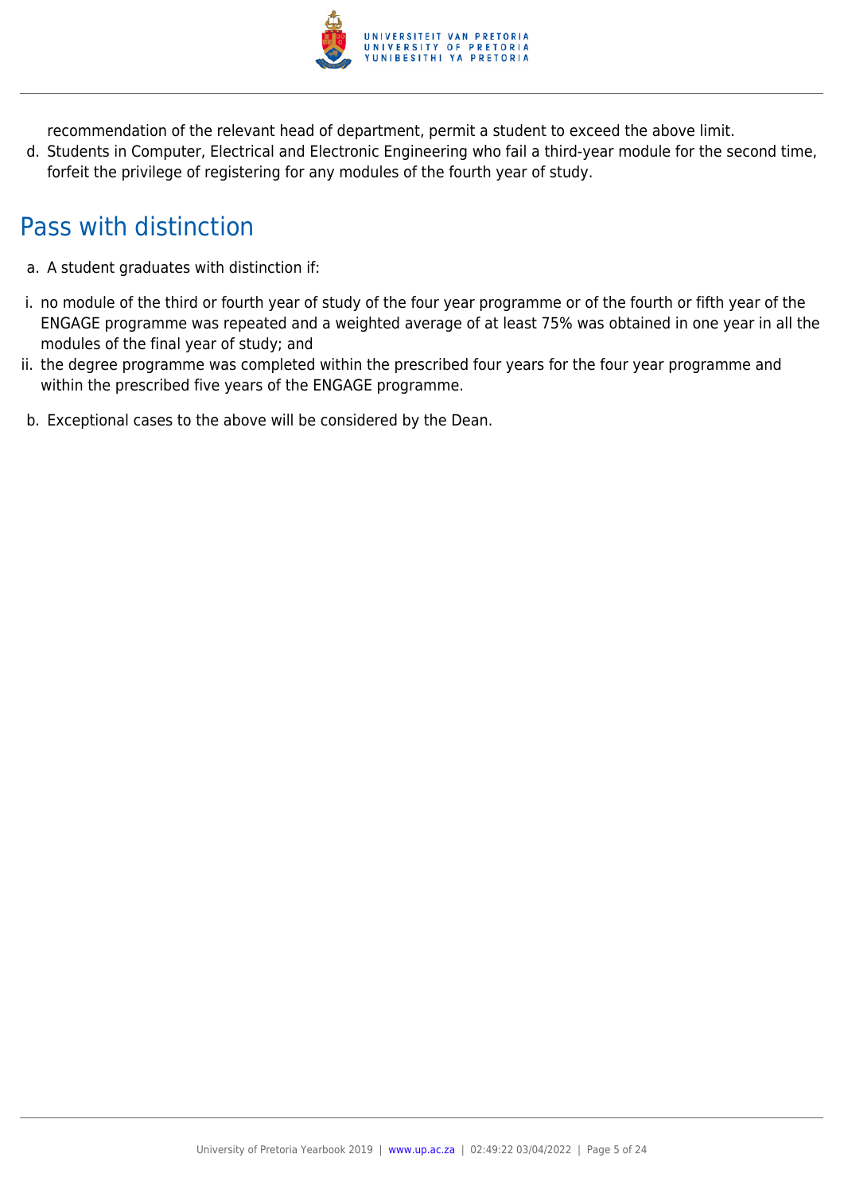recommendation of the relevant head of department, permit a student to exceed the above limit.

d. Students in Computer, Electrical and Electronic Engineering who fail a third-year module for the second time, forfeit the privilege of registering for any modules of the fourth year of study.

## Pass with distinction

a. A student graduates with distinction if:

i. no module of the third or fourth year of study of the four year programme or of the fourth or fifth year of the ENGAGE programme was repeated and a weighted average of at least 75% was obtained in one year in all the modules of the final year of study; and

ii. the degree programme was completed within the prescribed four years for the four year programme and within the prescribed five years of the ENGAGE programme.

b. Exceptional cases to the above will be considered by the Dean.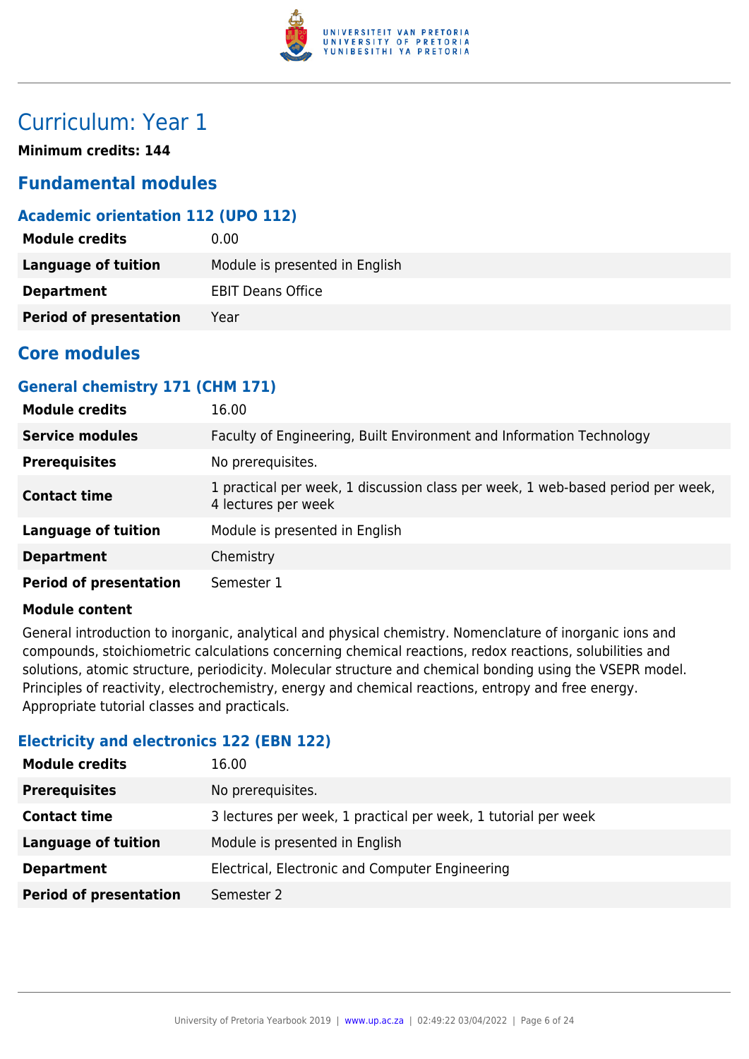# Curriculum: Year 1

**Minimum credits: 144**

## Fundamental modules

### Academic orientation 112 (UPO 112)

| | |
|---|---|
| **Module credits** | 0.00 |
| **Language of tuition** | Module is presented in English |
| **Department** | EBIT Deans Office |
| **Period of presentation** | Year |

## Core modules

### General chemistry 171 (CHM 171)

| | |
|---|---|
| **Module credits** | 16.00 |
| **Service modules** | Faculty of Engineering, Built Environment and Information Technology |
| **Prerequisites** | No prerequisites. |
| **Contact time** | 1 practical per week, 1 discussion class per week, 1 web-based period per week, 4 lectures per week |
| **Language of tuition** | Module is presented in English |
| **Department** | Chemistry |
| **Period of presentation** | Semester 1 |

**Module content**

General introduction to inorganic, analytical and physical chemistry. Nomenclature of inorganic ions and compounds, stoichiometric calculations concerning chemical reactions, redox reactions, solubilities and solutions, atomic structure, periodicity. Molecular structure and chemical bonding using the VSEPR model. Principles of reactivity, electrochemistry, energy and chemical reactions, entropy and free energy. Appropriate tutorial classes and practicals.

### Electricity and electronics 122 (EBN 122)

| | |
|---|---|
| **Module credits** | 16.00 |
| **Prerequisites** | No prerequisites. |
| **Contact time** | 3 lectures per week, 1 practical per week, 1 tutorial per week |
| **Language of tuition** | Module is presented in English |
| **Department** | Electrical, Electronic and Computer Engineering |
| **Period of presentation** | Semester 2 |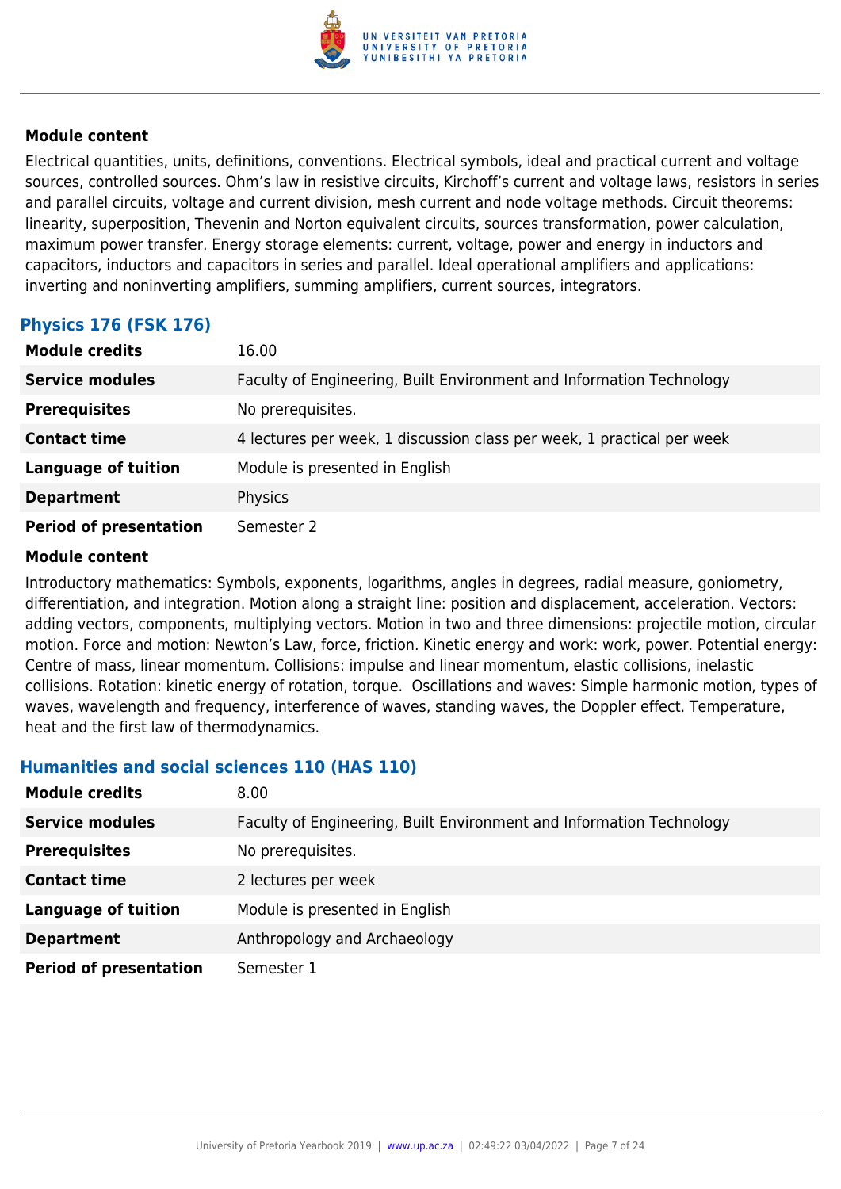#### Module content

Electrical quantities, units, definitions, conventions. Electrical symbols, ideal and practical current and voltage sources, controlled sources. Ohm's law in resistive circuits, Kirchoff's current and voltage laws, resistors in series and parallel circuits, voltage and current division, mesh current and node voltage methods. Circuit theorems: linearity, superposition, Thevenin and Norton equivalent circuits, sources transformation, power calculation, maximum power transfer. Energy storage elements: current, voltage, power and energy in inductors and capacitors, inductors and capacitors in series and parallel. Ideal operational amplifiers and applications: inverting and noninverting amplifiers, summing amplifiers, current sources, integrators.

### Physics 176 (FSK 176)

| | |
|---|---|
| **Module credits** | 16.00 |
| **Service modules** | Faculty of Engineering, Built Environment and Information Technology |
| **Prerequisites** | No prerequisites. |
| **Contact time** | 4 lectures per week, 1 discussion class per week, 1 practical per week |
| **Language of tuition** | Module is presented in English |
| **Department** | Physics |
| **Period of presentation** | Semester 2 |

#### Module content

Introductory mathematics: Symbols, exponents, logarithms, angles in degrees, radial measure, goniometry, differentiation, and integration. Motion along a straight line: position and displacement, acceleration. Vectors: adding vectors, components, multiplying vectors. Motion in two and three dimensions: projectile motion, circular motion. Force and motion: Newton's Law, force, friction. Kinetic energy and work: work, power. Potential energy: Centre of mass, linear momentum. Collisions: impulse and linear momentum, elastic collisions, inelastic collisions. Rotation: kinetic energy of rotation, torque. Oscillations and waves: Simple harmonic motion, types of waves, wavelength and frequency, interference of waves, standing waves, the Doppler effect. Temperature, heat and the first law of thermodynamics.

### Humanities and social sciences 110 (HAS 110)

| | |
|---|---|
| **Module credits** | 8.00 |
| **Service modules** | Faculty of Engineering, Built Environment and Information Technology |
| **Prerequisites** | No prerequisites. |
| **Contact time** | 2 lectures per week |
| **Language of tuition** | Module is presented in English |
| **Department** | Anthropology and Archaeology |
| **Period of presentation** | Semester 1 |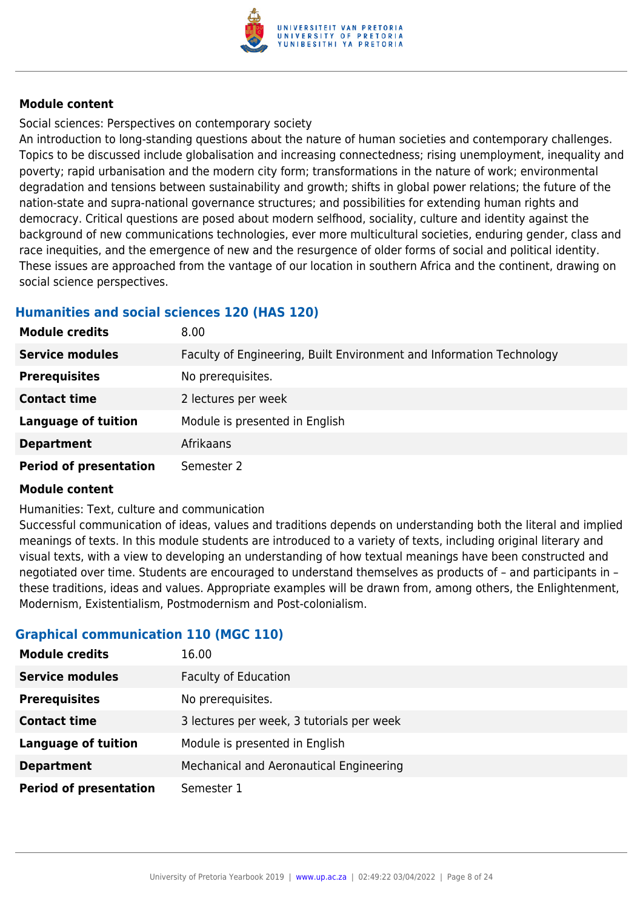**Module content**

Social sciences: Perspectives on contemporary society
An introduction to long-standing questions about the nature of human societies and contemporary challenges. Topics to be discussed include globalisation and increasing connectedness; rising unemployment, inequality and poverty; rapid urbanisation and the modern city form; transformations in the nature of work; environmental degradation and tensions between sustainability and growth; shifts in global power relations; the future of the nation-state and supra-national governance structures; and possibilities for extending human rights and democracy. Critical questions are posed about modern selfhood, sociality, culture and identity against the background of new communications technologies, ever more multicultural societies, enduring gender, class and race inequities, and the emergence of new and the resurgence of older forms of social and political identity. These issues are approached from the vantage of our location in southern Africa and the continent, drawing on social science perspectives.

### Humanities and social sciences 120 (HAS 120)

| | |
|---|---|
| **Module credits** | 8.00 |
| **Service modules** | Faculty of Engineering, Built Environment and Information Technology |
| **Prerequisites** | No prerequisites. |
| **Contact time** | 2 lectures per week |
| **Language of tuition** | Module is presented in English |
| **Department** | Afrikaans |
| **Period of presentation** | Semester 2 |

**Module content**

Humanities: Text, culture and communication
Successful communication of ideas, values and traditions depends on understanding both the literal and implied meanings of texts. In this module students are introduced to a variety of texts, including original literary and visual texts, with a view to developing an understanding of how textual meanings have been constructed and negotiated over time. Students are encouraged to understand themselves as products of – and participants in – these traditions, ideas and values. Appropriate examples will be drawn from, among others, the Enlightenment, Modernism, Existentialism, Postmodernism and Post-colonialism.

### Graphical communication 110 (MGC 110)

| | |
|---|---|
| **Module credits** | 16.00 |
| **Service modules** | Faculty of Education |
| **Prerequisites** | No prerequisites. |
| **Contact time** | 3 lectures per week, 3 tutorials per week |
| **Language of tuition** | Module is presented in English |
| **Department** | Mechanical and Aeronautical Engineering |
| **Period of presentation** | Semester 1 |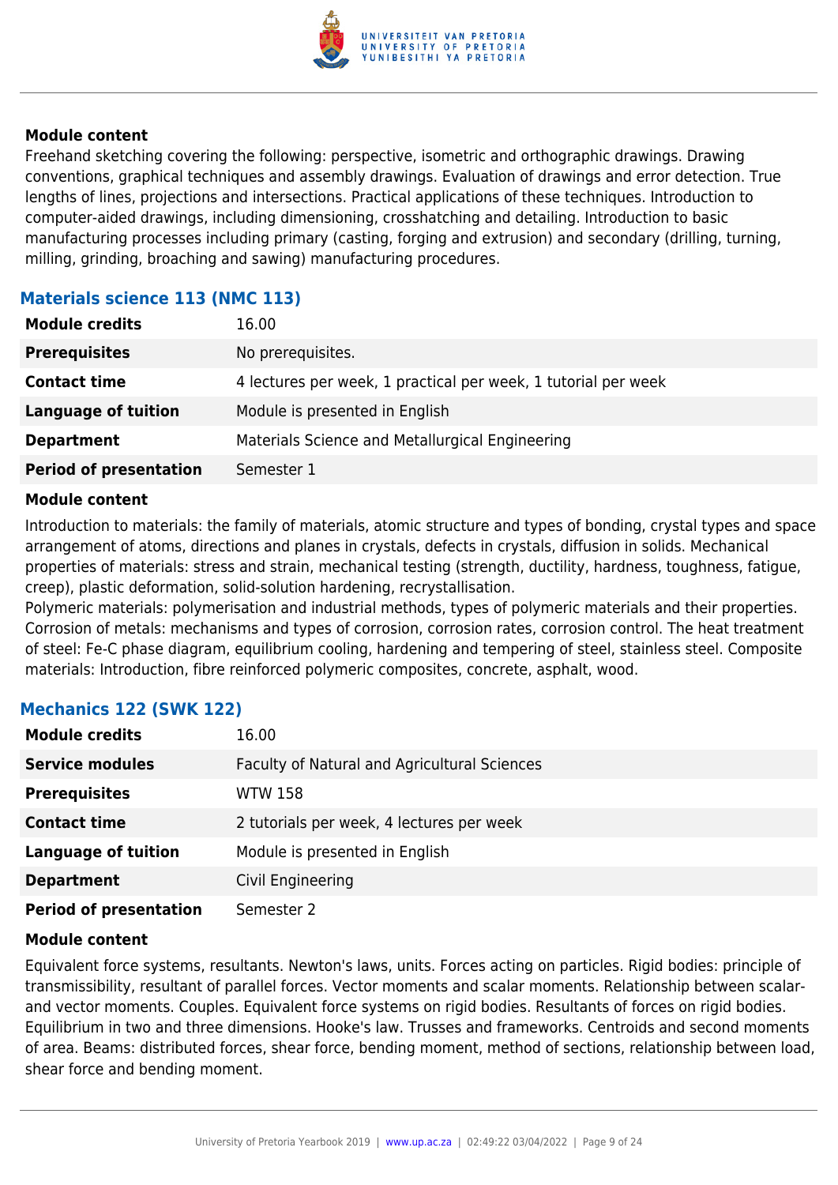**Module content**

Freehand sketching covering the following: perspective, isometric and orthographic drawings. Drawing conventions, graphical techniques and assembly drawings. Evaluation of drawings and error detection. True lengths of lines, projections and intersections. Practical applications of these techniques. Introduction to computer-aided drawings, including dimensioning, crosshatching and detailing. Introduction to basic manufacturing processes including primary (casting, forging and extrusion) and secondary (drilling, turning, milling, grinding, broaching and sawing) manufacturing procedures.

### Materials science 113 (NMC 113)

| | |
|---|---|
| **Module credits** | 16.00 |
| **Prerequisites** | No prerequisites. |
| **Contact time** | 4 lectures per week, 1 practical per week, 1 tutorial per week |
| **Language of tuition** | Module is presented in English |
| **Department** | Materials Science and Metallurgical Engineering |
| **Period of presentation** | Semester 1 |

**Module content**

Introduction to materials: the family of materials, atomic structure and types of bonding, crystal types and space arrangement of atoms, directions and planes in crystals, defects in crystals, diffusion in solids. Mechanical properties of materials: stress and strain, mechanical testing (strength, ductility, hardness, toughness, fatigue, creep), plastic deformation, solid-solution hardening, recrystallisation.
Polymeric materials: polymerisation and industrial methods, types of polymeric materials and their properties. Corrosion of metals: mechanisms and types of corrosion, corrosion rates, corrosion control. The heat treatment of steel: Fe-C phase diagram, equilibrium cooling, hardening and tempering of steel, stainless steel. Composite materials: Introduction, fibre reinforced polymeric composites, concrete, asphalt, wood.

### Mechanics 122 (SWK 122)

| | |
|---|---|
| **Module credits** | 16.00 |
| **Service modules** | Faculty of Natural and Agricultural Sciences |
| **Prerequisites** | WTW 158 |
| **Contact time** | 2 tutorials per week, 4 lectures per week |
| **Language of tuition** | Module is presented in English |
| **Department** | Civil Engineering |
| **Period of presentation** | Semester 2 |

**Module content**

Equivalent force systems, resultants. Newton's laws, units. Forces acting on particles. Rigid bodies: principle of transmissibility, resultant of parallel forces. Vector moments and scalar moments. Relationship between scalar- and vector moments. Couples. Equivalent force systems on rigid bodies. Resultants of forces on rigid bodies. Equilibrium in two and three dimensions. Hooke's law. Trusses and frameworks. Centroids and second moments of area. Beams: distributed forces, shear force, bending moment, method of sections, relationship between load, shear force and bending moment.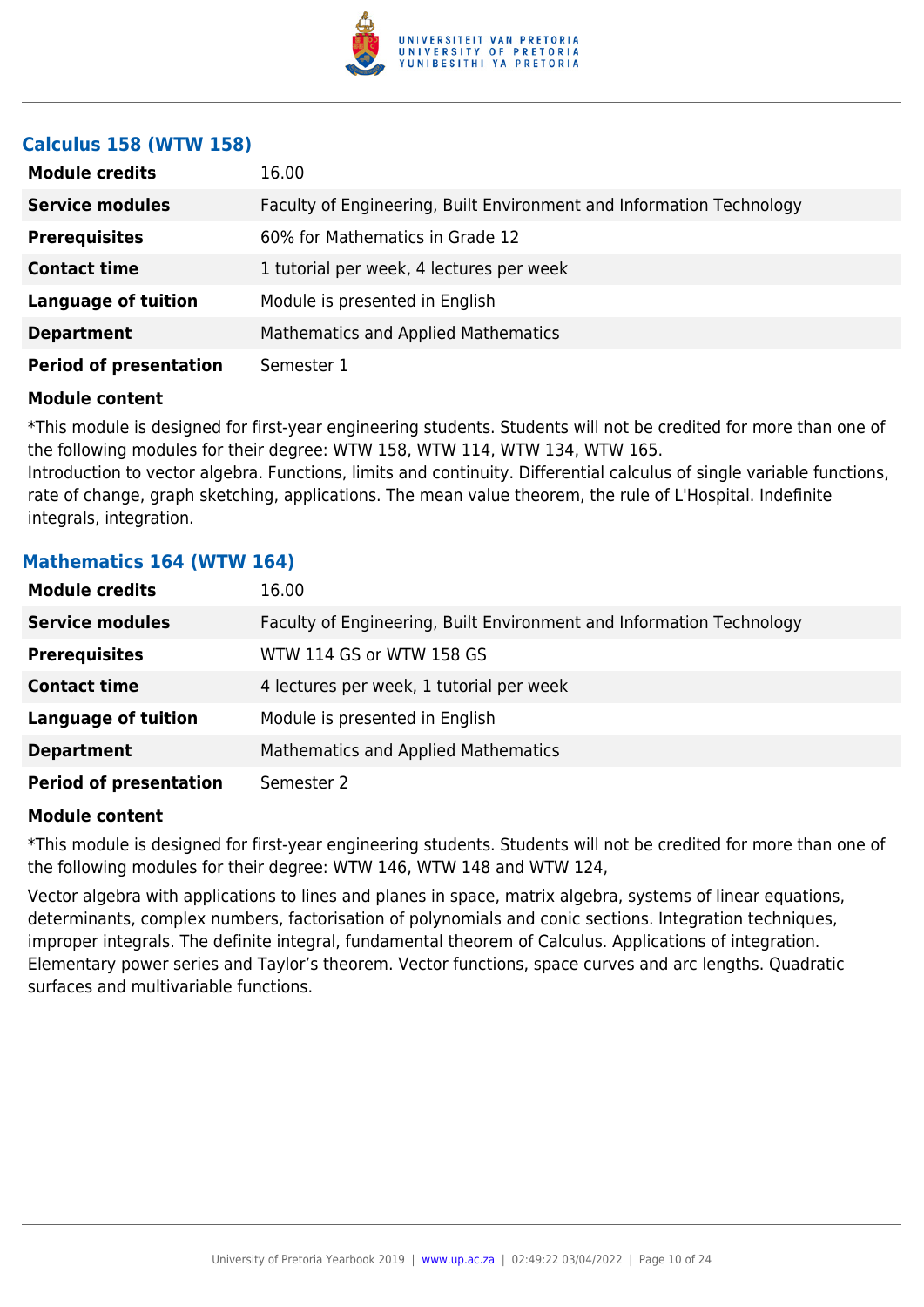### Calculus 158 (WTW 158)

| | |
|---|---|
| **Module credits** | 16.00 |
| **Service modules** | Faculty of Engineering, Built Environment and Information Technology |
| **Prerequisites** | 60% for Mathematics in Grade 12 |
| **Contact time** | 1 tutorial per week, 4 lectures per week |
| **Language of tuition** | Module is presented in English |
| **Department** | Mathematics and Applied Mathematics |
| **Period of presentation** | Semester 1 |

**Module content**

*This module is designed for first-year engineering students. Students will not be credited for more than one of the following modules for their degree: WTW 158, WTW 114, WTW 134, WTW 165.
Introduction to vector algebra. Functions, limits and continuity. Differential calculus of single variable functions, rate of change, graph sketching, applications. The mean value theorem, the rule of L'Hospital. Indefinite integrals, integration.

### Mathematics 164 (WTW 164)

| | |
|---|---|
| **Module credits** | 16.00 |
| **Service modules** | Faculty of Engineering, Built Environment and Information Technology |
| **Prerequisites** | WTW 114 GS or WTW 158 GS |
| **Contact time** | 4 lectures per week, 1 tutorial per week |
| **Language of tuition** | Module is presented in English |
| **Department** | Mathematics and Applied Mathematics |
| **Period of presentation** | Semester 2 |

**Module content**

*This module is designed for first-year engineering students. Students will not be credited for more than one of the following modules for their degree: WTW 146, WTW 148 and WTW 124,

Vector algebra with applications to lines and planes in space, matrix algebra, systems of linear equations, determinants, complex numbers, factorisation of polynomials and conic sections. Integration techniques, improper integrals. The definite integral, fundamental theorem of Calculus. Applications of integration. Elementary power series and Taylor's theorem. Vector functions, space curves and arc lengths. Quadratic surfaces and multivariable functions.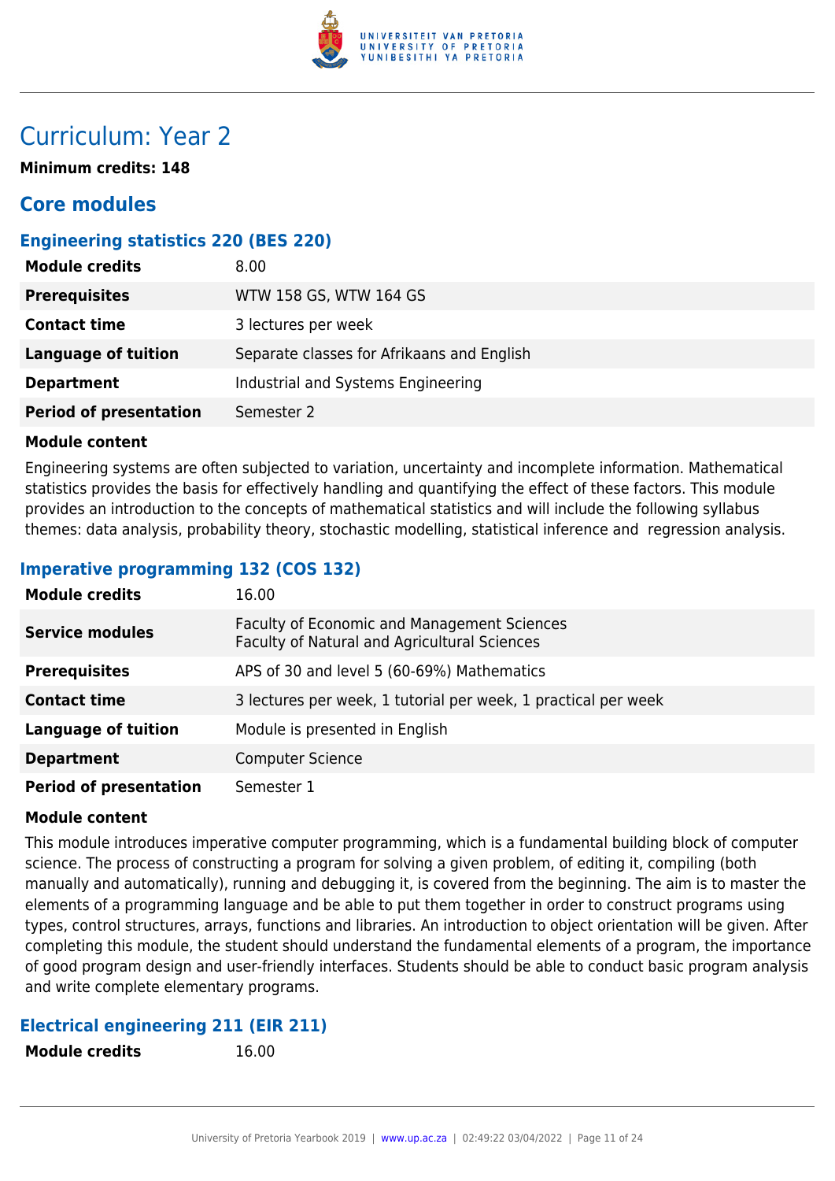# Curriculum: Year 2

**Minimum credits: 148**

## Core modules

### Engineering statistics 220 (BES 220)

| | |
|---|---|
| **Module credits** | 8.00 |
| **Prerequisites** | WTW 158 GS, WTW 164 GS |
| **Contact time** | 3 lectures per week |
| **Language of tuition** | Separate classes for Afrikaans and English |
| **Department** | Industrial and Systems Engineering |
| **Period of presentation** | Semester 2 |

**Module content**

Engineering systems are often subjected to variation, uncertainty and incomplete information. Mathematical statistics provides the basis for effectively handling and quantifying the effect of these factors. This module provides an introduction to the concepts of mathematical statistics and will include the following syllabus themes: data analysis, probability theory, stochastic modelling, statistical inference and regression analysis.

### Imperative programming 132 (COS 132)

| | |
|---|---|
| **Module credits** | 16.00 |
| **Service modules** | Faculty of Economic and Management Sciences<br>Faculty of Natural and Agricultural Sciences |
| **Prerequisites** | APS of 30 and level 5 (60-69%) Mathematics |
| **Contact time** | 3 lectures per week, 1 tutorial per week, 1 practical per week |
| **Language of tuition** | Module is presented in English |
| **Department** | Computer Science |
| **Period of presentation** | Semester 1 |

**Module content**

This module introduces imperative computer programming, which is a fundamental building block of computer science. The process of constructing a program for solving a given problem, of editing it, compiling (both manually and automatically), running and debugging it, is covered from the beginning. The aim is to master the elements of a programming language and be able to put them together in order to construct programs using types, control structures, arrays, functions and libraries. An introduction to object orientation will be given. After completing this module, the student should understand the fundamental elements of a program, the importance of good program design and user-friendly interfaces. Students should be able to conduct basic program analysis and write complete elementary programs.

### Electrical engineering 211 (EIR 211)

| | |
|---|---|
| **Module credits** | 16.00 |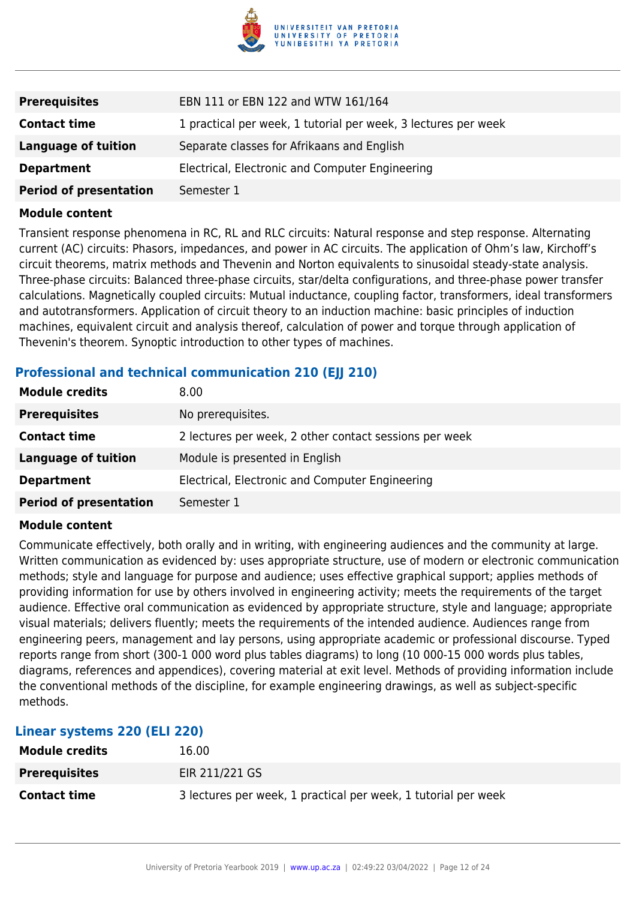| | |
|---|---|
| **Prerequisites** | EBN 111 or EBN 122 and WTW 161/164 |
| **Contact time** | 1 practical per week, 1 tutorial per week, 3 lectures per week |
| **Language of tuition** | Separate classes for Afrikaans and English |
| **Department** | Electrical, Electronic and Computer Engineering |
| **Period of presentation** | Semester 1 |

**Module content**

Transient response phenomena in RC, RL and RLC circuits: Natural response and step response. Alternating current (AC) circuits: Phasors, impedances, and power in AC circuits. The application of Ohm's law, Kirchoff's circuit theorems, matrix methods and Thevenin and Norton equivalents to sinusoidal steady-state analysis. Three-phase circuits: Balanced three-phase circuits, star/delta configurations, and three-phase power transfer calculations. Magnetically coupled circuits: Mutual inductance, coupling factor, transformers, ideal transformers and autotransformers. Application of circuit theory to an induction machine: basic principles of induction machines, equivalent circuit and analysis thereof, calculation of power and torque through application of Thevenin's theorem. Synoptic introduction to other types of machines.

### Professional and technical communication 210 (EJJ 210)

| | |
|---|---|
| **Module credits** | 8.00 |
| **Prerequisites** | No prerequisites. |
| **Contact time** | 2 lectures per week, 2 other contact sessions per week |
| **Language of tuition** | Module is presented in English |
| **Department** | Electrical, Electronic and Computer Engineering |
| **Period of presentation** | Semester 1 |

**Module content**

Communicate effectively, both orally and in writing, with engineering audiences and the community at large. Written communication as evidenced by: uses appropriate structure, use of modern or electronic communication methods; style and language for purpose and audience; uses effective graphical support; applies methods of providing information for use by others involved in engineering activity; meets the requirements of the target audience. Effective oral communication as evidenced by appropriate structure, style and language; appropriate visual materials; delivers fluently; meets the requirements of the intended audience. Audiences range from engineering peers, management and lay persons, using appropriate academic or professional discourse. Typed reports range from short (300-1 000 word plus tables diagrams) to long (10 000-15 000 words plus tables, diagrams, references and appendices), covering material at exit level. Methods of providing information include the conventional methods of the discipline, for example engineering drawings, as well as subject-specific methods.

### Linear systems 220 (ELI 220)

| | |
|---|---|
| **Module credits** | 16.00 |
| **Prerequisites** | EIR 211/221 GS |
| **Contact time** | 3 lectures per week, 1 practical per week, 1 tutorial per week |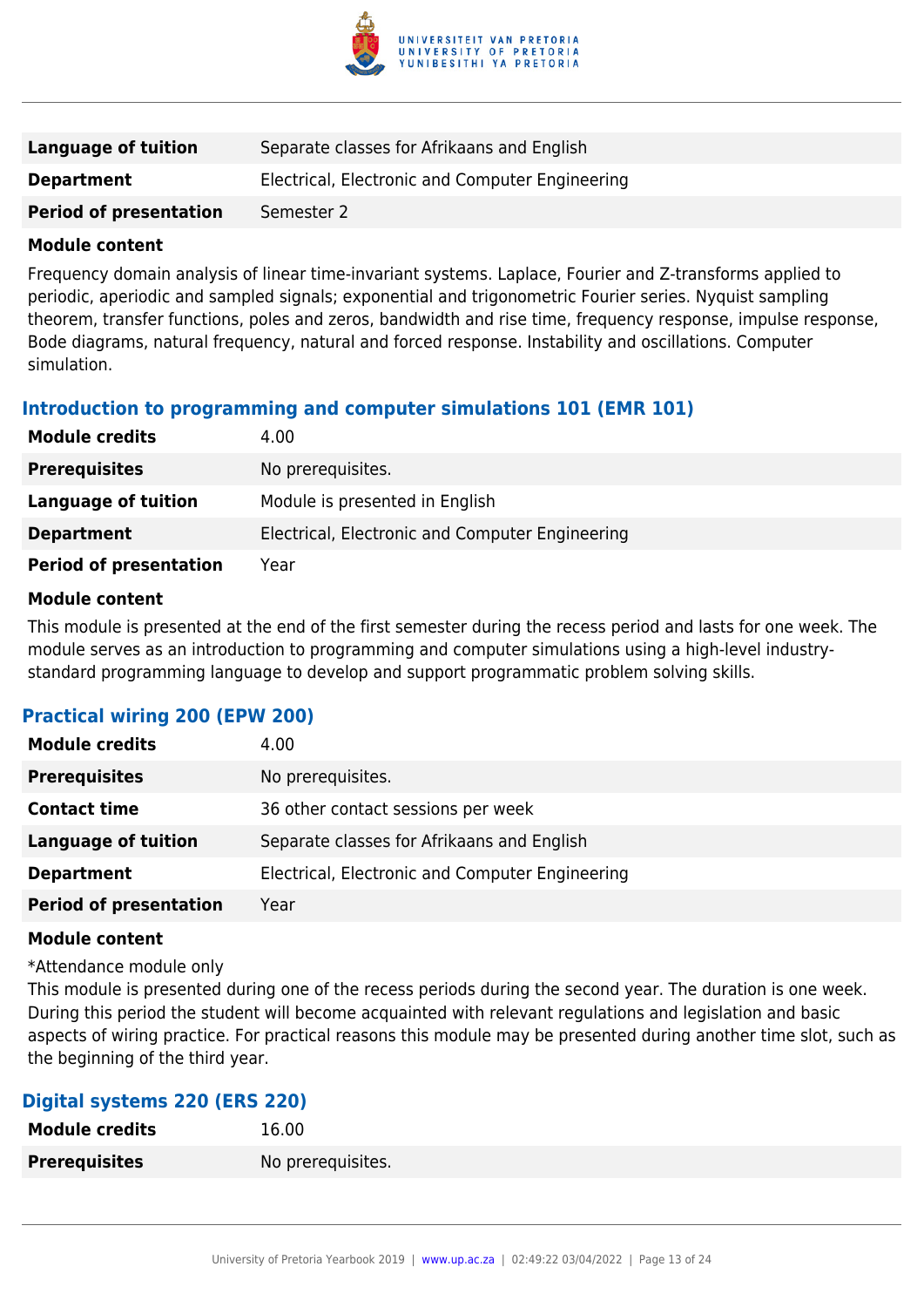| | |
|---|---|
| **Language of tuition** | Separate classes for Afrikaans and English |
| **Department** | Electrical, Electronic and Computer Engineering |
| **Period of presentation** | Semester 2 |

**Module content**

Frequency domain analysis of linear time-invariant systems. Laplace, Fourier and Z-transforms applied to periodic, aperiodic and sampled signals; exponential and trigonometric Fourier series. Nyquist sampling theorem, transfer functions, poles and zeros, bandwidth and rise time, frequency response, impulse response, Bode diagrams, natural frequency, natural and forced response. Instability and oscillations. Computer simulation.

### Introduction to programming and computer simulations 101 (EMR 101)

| | |
|---|---|
| **Module credits** | 4.00 |
| **Prerequisites** | No prerequisites. |
| **Language of tuition** | Module is presented in English |
| **Department** | Electrical, Electronic and Computer Engineering |
| **Period of presentation** | Year |

**Module content**

This module is presented at the end of the first semester during the recess period and lasts for one week. The module serves as an introduction to programming and computer simulations using a high-level industry-standard programming language to develop and support programmatic problem solving skills.

### Practical wiring 200 (EPW 200)

| | |
|---|---|
| **Module credits** | 4.00 |
| **Prerequisites** | No prerequisites. |
| **Contact time** | 36 other contact sessions per week |
| **Language of tuition** | Separate classes for Afrikaans and English |
| **Department** | Electrical, Electronic and Computer Engineering |
| **Period of presentation** | Year |

**Module content**

*Attendance module only

This module is presented during one of the recess periods during the second year. The duration is one week. During this period the student will become acquainted with relevant regulations and legislation and basic aspects of wiring practice. For practical reasons this module may be presented during another time slot, such as the beginning of the third year.

### Digital systems 220 (ERS 220)

| | |
|---|---|
| **Module credits** | 16.00 |
| **Prerequisites** | No prerequisites. |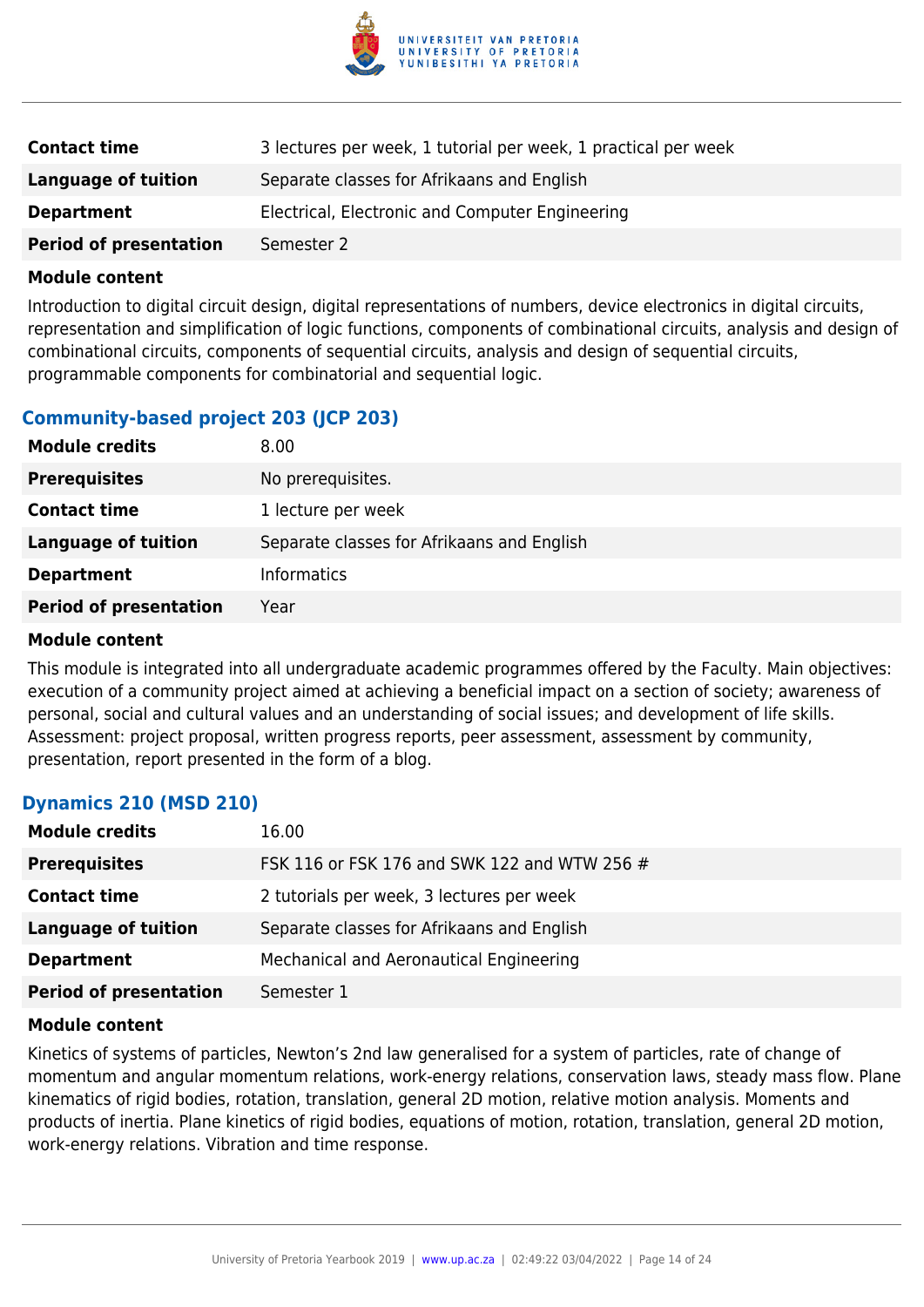| | |
|---|---|
| **Contact time** | 3 lectures per week, 1 tutorial per week, 1 practical per week |
| **Language of tuition** | Separate classes for Afrikaans and English |
| **Department** | Electrical, Electronic and Computer Engineering |
| **Period of presentation** | Semester 2 |

**Module content**

Introduction to digital circuit design, digital representations of numbers, device electronics in digital circuits, representation and simplification of logic functions, components of combinational circuits, analysis and design of combinational circuits, components of sequential circuits, analysis and design of sequential circuits, programmable components for combinatorial and sequential logic.

### Community-based project 203 (JCP 203)

| | |
|---|---|
| **Module credits** | 8.00 |
| **Prerequisites** | No prerequisites. |
| **Contact time** | 1 lecture per week |
| **Language of tuition** | Separate classes for Afrikaans and English |
| **Department** | Informatics |
| **Period of presentation** | Year |

**Module content**

This module is integrated into all undergraduate academic programmes offered by the Faculty. Main objectives: execution of a community project aimed at achieving a beneficial impact on a section of society; awareness of personal, social and cultural values and an understanding of social issues; and development of life skills. Assessment: project proposal, written progress reports, peer assessment, assessment by community, presentation, report presented in the form of a blog.

### Dynamics 210 (MSD 210)

| | |
|---|---|
| **Module credits** | 16.00 |
| **Prerequisites** | FSK 116 or FSK 176 and SWK 122 and WTW 256 # |
| **Contact time** | 2 tutorials per week, 3 lectures per week |
| **Language of tuition** | Separate classes for Afrikaans and English |
| **Department** | Mechanical and Aeronautical Engineering |
| **Period of presentation** | Semester 1 |

**Module content**

Kinetics of systems of particles, Newton's 2nd law generalised for a system of particles, rate of change of momentum and angular momentum relations, work-energy relations, conservation laws, steady mass flow. Plane kinematics of rigid bodies, rotation, translation, general 2D motion, relative motion analysis. Moments and products of inertia. Plane kinetics of rigid bodies, equations of motion, rotation, translation, general 2D motion, work-energy relations. Vibration and time response.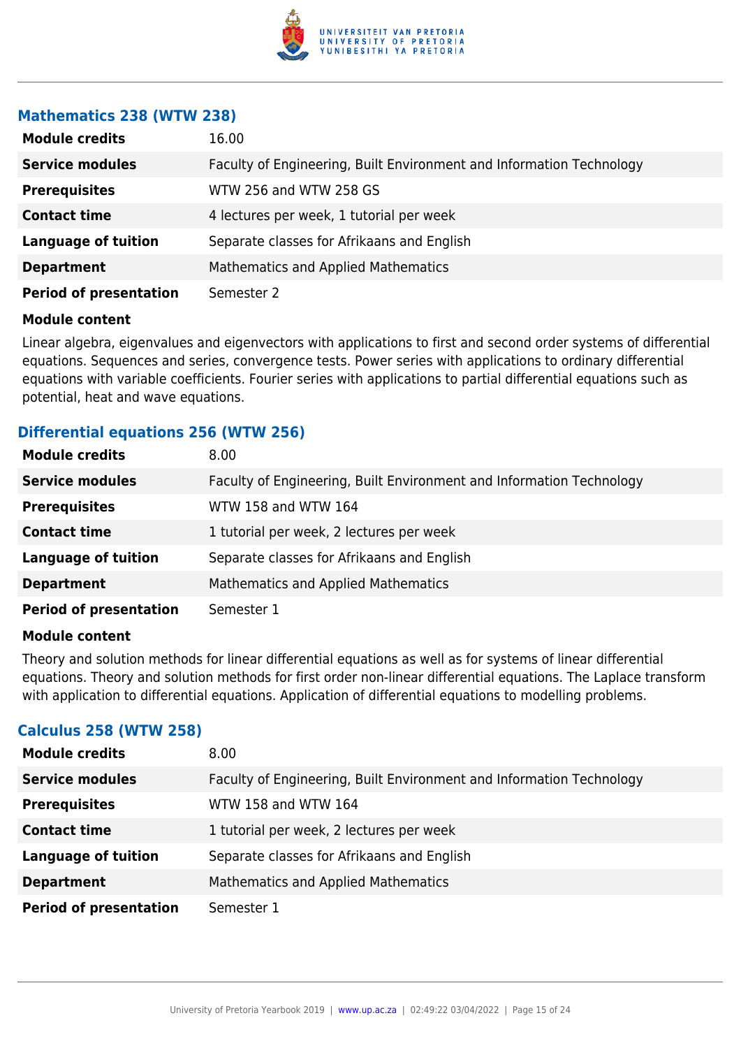### Mathematics 238 (WTW 238)

| | |
|---|---|
| **Module credits** | 16.00 |
| **Service modules** | Faculty of Engineering, Built Environment and Information Technology |
| **Prerequisites** | WTW 256 and WTW 258 GS |
| **Contact time** | 4 lectures per week, 1 tutorial per week |
| **Language of tuition** | Separate classes for Afrikaans and English |
| **Department** | Mathematics and Applied Mathematics |
| **Period of presentation** | Semester 2 |

**Module content**

Linear algebra, eigenvalues and eigenvectors with applications to first and second order systems of differential equations. Sequences and series, convergence tests. Power series with applications to ordinary differential equations with variable coefficients. Fourier series with applications to partial differential equations such as potential, heat and wave equations.

### Differential equations 256 (WTW 256)

| | |
|---|---|
| **Module credits** | 8.00 |
| **Service modules** | Faculty of Engineering, Built Environment and Information Technology |
| **Prerequisites** | WTW 158 and WTW 164 |
| **Contact time** | 1 tutorial per week, 2 lectures per week |
| **Language of tuition** | Separate classes for Afrikaans and English |
| **Department** | Mathematics and Applied Mathematics |
| **Period of presentation** | Semester 1 |

**Module content**

Theory and solution methods for linear differential equations as well as for systems of linear differential equations. Theory and solution methods for first order non-linear differential equations. The Laplace transform with application to differential equations. Application of differential equations to modelling problems.

### Calculus 258 (WTW 258)

| | |
|---|---|
| **Module credits** | 8.00 |
| **Service modules** | Faculty of Engineering, Built Environment and Information Technology |
| **Prerequisites** | WTW 158 and WTW 164 |
| **Contact time** | 1 tutorial per week, 2 lectures per week |
| **Language of tuition** | Separate classes for Afrikaans and English |
| **Department** | Mathematics and Applied Mathematics |
| **Period of presentation** | Semester 1 |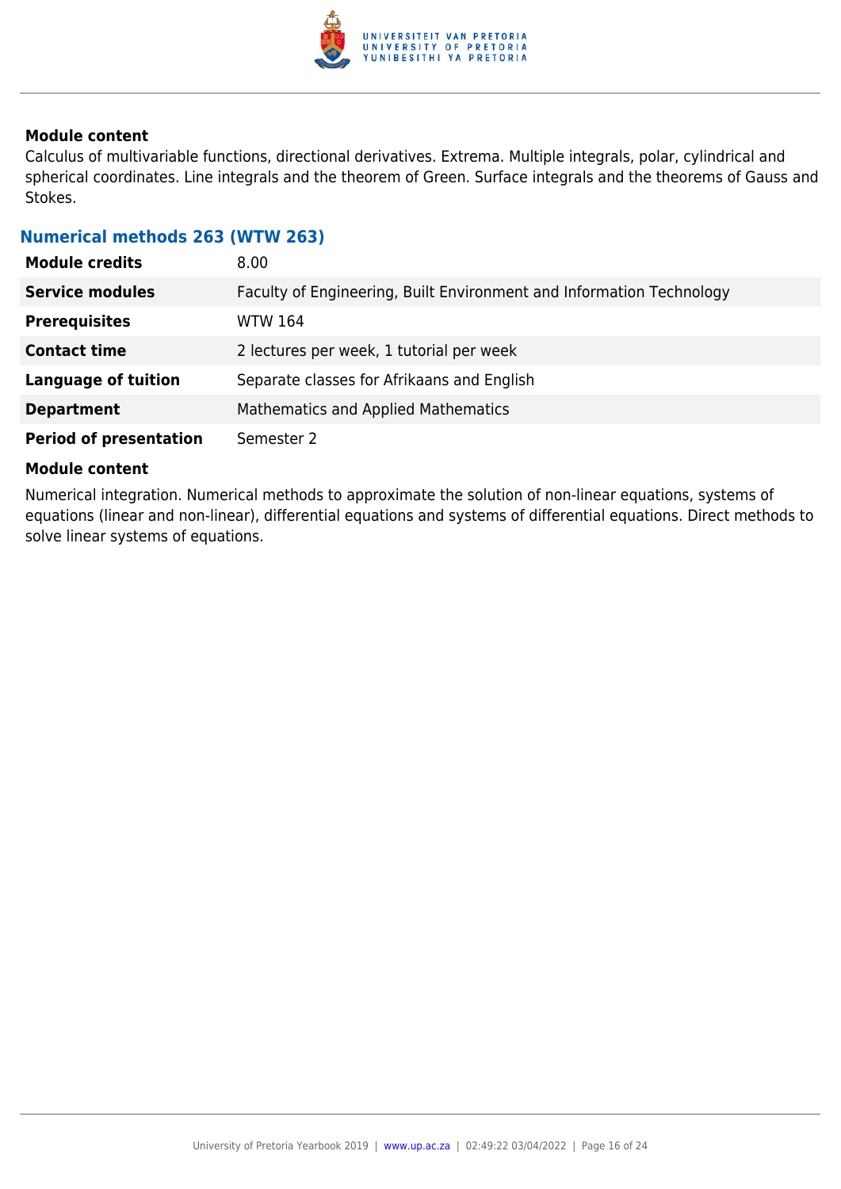**Module content**

Calculus of multivariable functions, directional derivatives. Extrema. Multiple integrals, polar, cylindrical and spherical coordinates. Line integrals and the theorem of Green. Surface integrals and the theorems of Gauss and Stokes.

### Numerical methods 263 (WTW 263)

| | |
|---|---|
| **Module credits** | 8.00 |
| **Service modules** | Faculty of Engineering, Built Environment and Information Technology |
| **Prerequisites** | WTW 164 |
| **Contact time** | 2 lectures per week, 1 tutorial per week |
| **Language of tuition** | Separate classes for Afrikaans and English |
| **Department** | Mathematics and Applied Mathematics |
| **Period of presentation** | Semester 2 |

**Module content**

Numerical integration. Numerical methods to approximate the solution of non-linear equations, systems of equations (linear and non-linear), differential equations and systems of differential equations. Direct methods to solve linear systems of equations.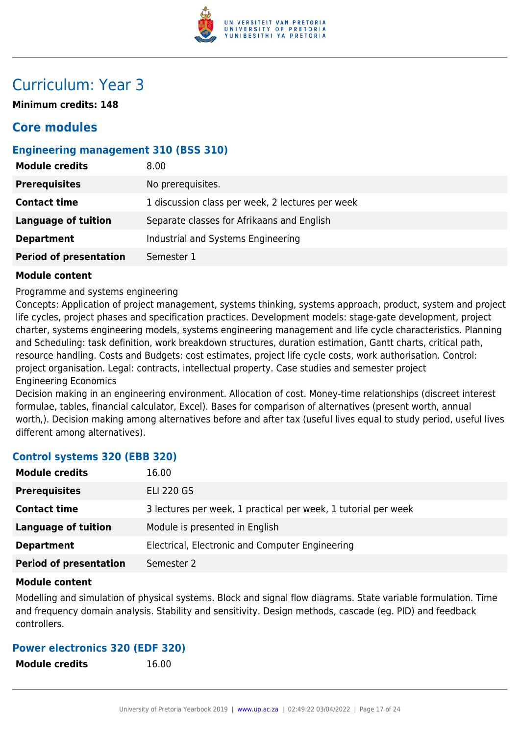# Curriculum: Year 3

**Minimum credits: 148**

## Core modules

### Engineering management 310 (BSS 310)

| | |
|---|---|
| **Module credits** | 8.00 |
| **Prerequisites** | No prerequisites. |
| **Contact time** | 1 discussion class per week, 2 lectures per week |
| **Language of tuition** | Separate classes for Afrikaans and English |
| **Department** | Industrial and Systems Engineering |
| **Period of presentation** | Semester 1 |

**Module content**

Programme and systems engineering
Concepts: Application of project management, systems thinking, systems approach, product, system and project life cycles, project phases and specification practices. Development models: stage-gate development, project charter, systems engineering models, systems engineering management and life cycle characteristics. Planning and Scheduling: task definition, work breakdown structures, duration estimation, Gantt charts, critical path, resource handling. Costs and Budgets: cost estimates, project life cycle costs, work authorisation. Control: project organisation. Legal: contracts, intellectual property. Case studies and semester project
Engineering Economics
Decision making in an engineering environment. Allocation of cost. Money-time relationships (discreet interest formulae, tables, financial calculator, Excel). Bases for comparison of alternatives (present worth, annual worth,). Decision making among alternatives before and after tax (useful lives equal to study period, useful lives different among alternatives).

### Control systems 320 (EBB 320)

| | |
|---|---|
| **Module credits** | 16.00 |
| **Prerequisites** | ELI 220 GS |
| **Contact time** | 3 lectures per week, 1 practical per week, 1 tutorial per week |
| **Language of tuition** | Module is presented in English |
| **Department** | Electrical, Electronic and Computer Engineering |
| **Period of presentation** | Semester 2 |

**Module content**

Modelling and simulation of physical systems. Block and signal flow diagrams. State variable formulation. Time and frequency domain analysis. Stability and sensitivity. Design methods, cascade (eg. PID) and feedback controllers.

### Power electronics 320 (EDF 320)

| | |
|---|---|
| **Module credits** | 16.00 |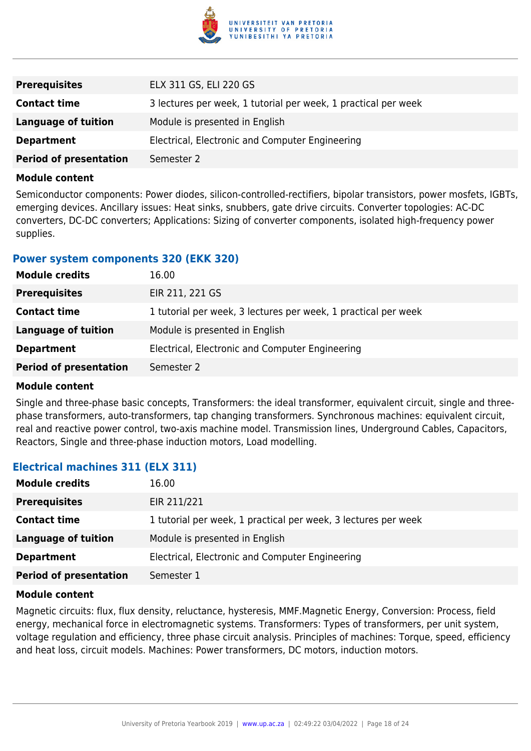| | |
|---|---|
| **Prerequisites** | ELX 311 GS, ELI 220 GS |
| **Contact time** | 3 lectures per week, 1 tutorial per week, 1 practical per week |
| **Language of tuition** | Module is presented in English |
| **Department** | Electrical, Electronic and Computer Engineering |
| **Period of presentation** | Semester 2 |

**Module content**

Semiconductor components: Power diodes, silicon-controlled-rectifiers, bipolar transistors, power mosfets, IGBTs, emerging devices. Ancillary issues: Heat sinks, snubbers, gate drive circuits. Converter topologies: AC-DC converters, DC-DC converters; Applications: Sizing of converter components, isolated high-frequency power supplies.

### Power system components 320 (EKK 320)

| | |
|---|---|
| **Module credits** | 16.00 |
| **Prerequisites** | EIR 211, 221 GS |
| **Contact time** | 1 tutorial per week, 3 lectures per week, 1 practical per week |
| **Language of tuition** | Module is presented in English |
| **Department** | Electrical, Electronic and Computer Engineering |
| **Period of presentation** | Semester 2 |

**Module content**

Single and three-phase basic concepts, Transformers: the ideal transformer, equivalent circuit, single and three-phase transformers, auto-transformers, tap changing transformers. Synchronous machines: equivalent circuit, real and reactive power control, two-axis machine model. Transmission lines, Underground Cables, Capacitors, Reactors, Single and three-phase induction motors, Load modelling.

### Electrical machines 311 (ELX 311)

| | |
|---|---|
| **Module credits** | 16.00 |
| **Prerequisites** | EIR 211/221 |
| **Contact time** | 1 tutorial per week, 1 practical per week, 3 lectures per week |
| **Language of tuition** | Module is presented in English |
| **Department** | Electrical, Electronic and Computer Engineering |
| **Period of presentation** | Semester 1 |

**Module content**

Magnetic circuits: flux, flux density, reluctance, hysteresis, MMF.Magnetic Energy, Conversion: Process, field energy, mechanical force in electromagnetic systems. Transformers: Types of transformers, per unit system, voltage regulation and efficiency, three phase circuit analysis. Principles of machines: Torque, speed, efficiency and heat loss, circuit models. Machines: Power transformers, DC motors, induction motors.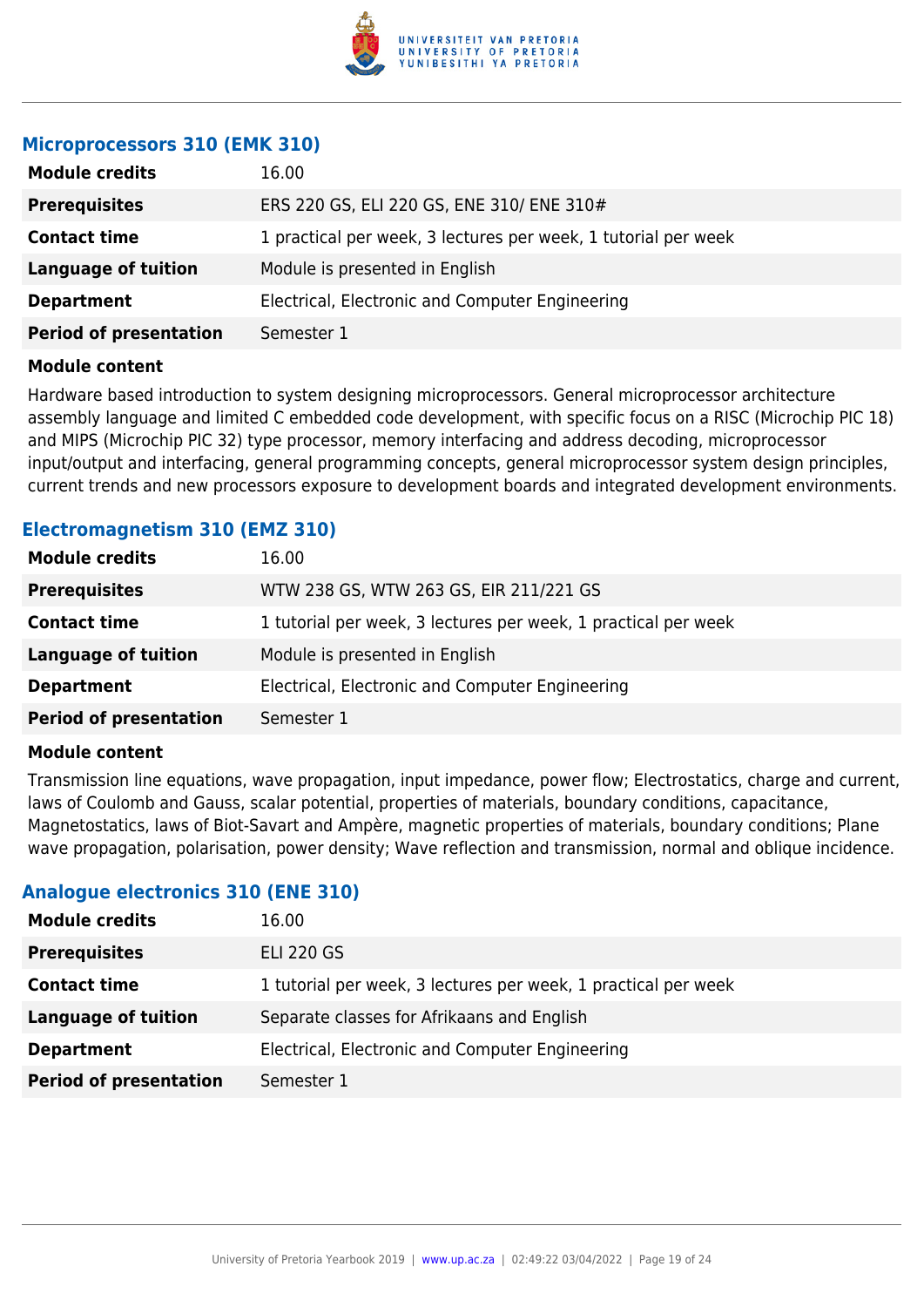### Microprocessors 310 (EMK 310)

| | |
|---|---|
| **Module credits** | 16.00 |
| **Prerequisites** | ERS 220 GS, ELI 220 GS, ENE 310/ ENE 310# |
| **Contact time** | 1 practical per week, 3 lectures per week, 1 tutorial per week |
| **Language of tuition** | Module is presented in English |
| **Department** | Electrical, Electronic and Computer Engineering |
| **Period of presentation** | Semester 1 |

**Module content**

Hardware based introduction to system designing microprocessors. General microprocessor architecture assembly language and limited C embedded code development, with specific focus on a RISC (Microchip PIC 18) and MIPS (Microchip PIC 32) type processor, memory interfacing and address decoding, microprocessor input/output and interfacing, general programming concepts, general microprocessor system design principles, current trends and new processors exposure to development boards and integrated development environments.

### Electromagnetism 310 (EMZ 310)

| | |
|---|---|
| **Module credits** | 16.00 |
| **Prerequisites** | WTW 238 GS, WTW 263 GS, EIR 211/221 GS |
| **Contact time** | 1 tutorial per week, 3 lectures per week, 1 practical per week |
| **Language of tuition** | Module is presented in English |
| **Department** | Electrical, Electronic and Computer Engineering |
| **Period of presentation** | Semester 1 |

**Module content**

Transmission line equations, wave propagation, input impedance, power flow; Electrostatics, charge and current, laws of Coulomb and Gauss, scalar potential, properties of materials, boundary conditions, capacitance, Magnetostatics, laws of Biot-Savart and Ampère, magnetic properties of materials, boundary conditions; Plane wave propagation, polarisation, power density; Wave reflection and transmission, normal and oblique incidence.

### Analogue electronics 310 (ENE 310)

| | |
|---|---|
| **Module credits** | 16.00 |
| **Prerequisites** | ELI 220 GS |
| **Contact time** | 1 tutorial per week, 3 lectures per week, 1 practical per week |
| **Language of tuition** | Separate classes for Afrikaans and English |
| **Department** | Electrical, Electronic and Computer Engineering |
| **Period of presentation** | Semester 1 |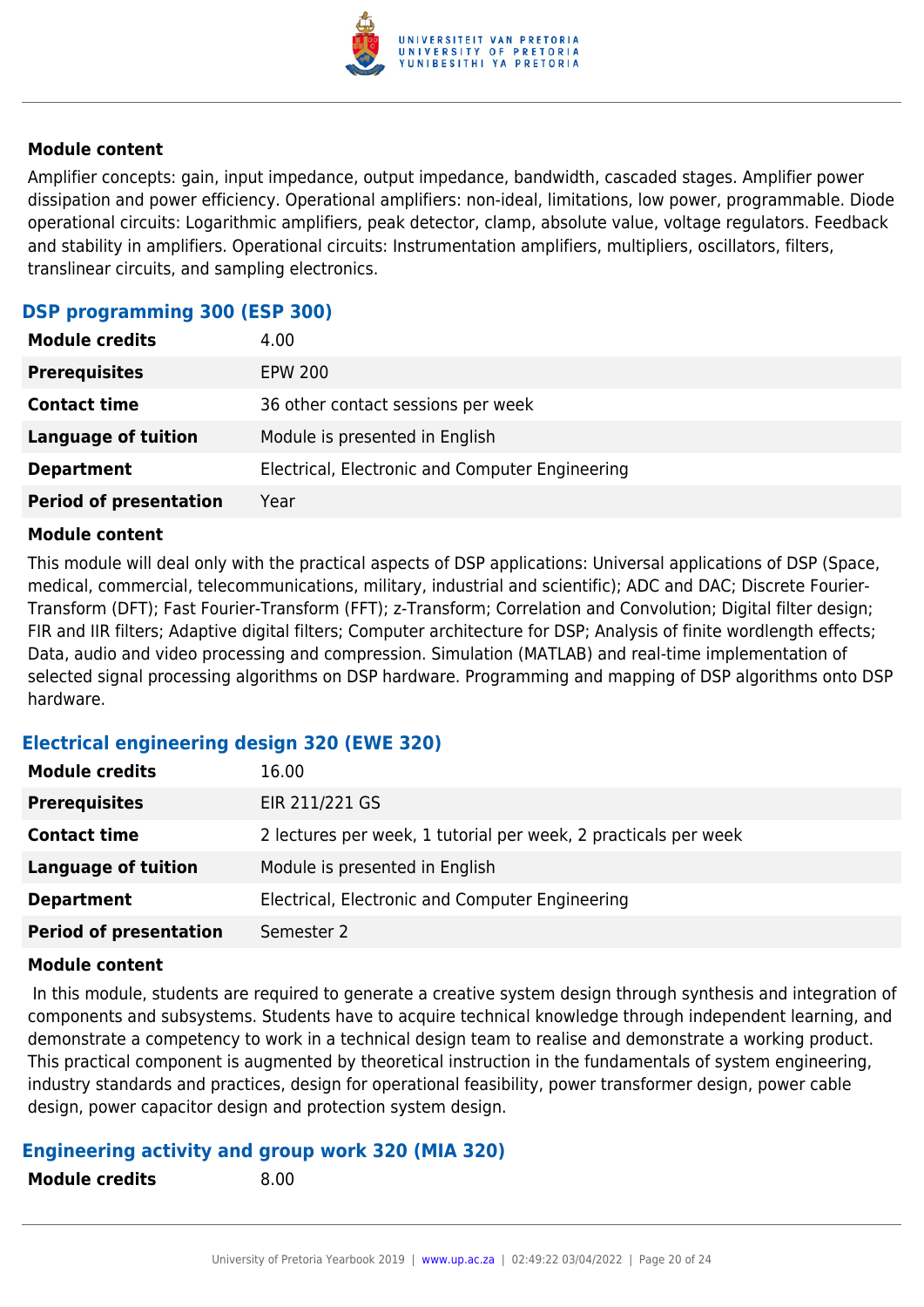**Module content**

Amplifier concepts: gain, input impedance, output impedance, bandwidth, cascaded stages. Amplifier power dissipation and power efficiency. Operational amplifiers: non-ideal, limitations, low power, programmable. Diode operational circuits: Logarithmic amplifiers, peak detector, clamp, absolute value, voltage regulators. Feedback and stability in amplifiers. Operational circuits: Instrumentation amplifiers, multipliers, oscillators, filters, translinear circuits, and sampling electronics.

### DSP programming 300 (ESP 300)

| | |
|---|---|
| **Module credits** | 4.00 |
| **Prerequisites** | EPW 200 |
| **Contact time** | 36 other contact sessions per week |
| **Language of tuition** | Module is presented in English |
| **Department** | Electrical, Electronic and Computer Engineering |
| **Period of presentation** | Year |

**Module content**

This module will deal only with the practical aspects of DSP applications: Universal applications of DSP (Space, medical, commercial, telecommunications, military, industrial and scientific); ADC and DAC; Discrete Fourier-Transform (DFT); Fast Fourier-Transform (FFT); z-Transform; Correlation and Convolution; Digital filter design; FIR and IIR filters; Adaptive digital filters; Computer architecture for DSP; Analysis of finite wordlength effects; Data, audio and video processing and compression. Simulation (MATLAB) and real-time implementation of selected signal processing algorithms on DSP hardware. Programming and mapping of DSP algorithms onto DSP hardware.

### Electrical engineering design 320 (EWE 320)

| | |
|---|---|
| **Module credits** | 16.00 |
| **Prerequisites** | EIR 211/221 GS |
| **Contact time** | 2 lectures per week, 1 tutorial per week, 2 practicals per week |
| **Language of tuition** | Module is presented in English |
| **Department** | Electrical, Electronic and Computer Engineering |
| **Period of presentation** | Semester 2 |

**Module content**

In this module, students are required to generate a creative system design through synthesis and integration of components and subsystems. Students have to acquire technical knowledge through independent learning, and demonstrate a competency to work in a technical design team to realise and demonstrate a working product. This practical component is augmented by theoretical instruction in the fundamentals of system engineering, industry standards and practices, design for operational feasibility, power transformer design, power cable design, power capacitor design and protection system design.

### Engineering activity and group work 320 (MIA 320)

| | |
|---|---|
| **Module credits** | 8.00 |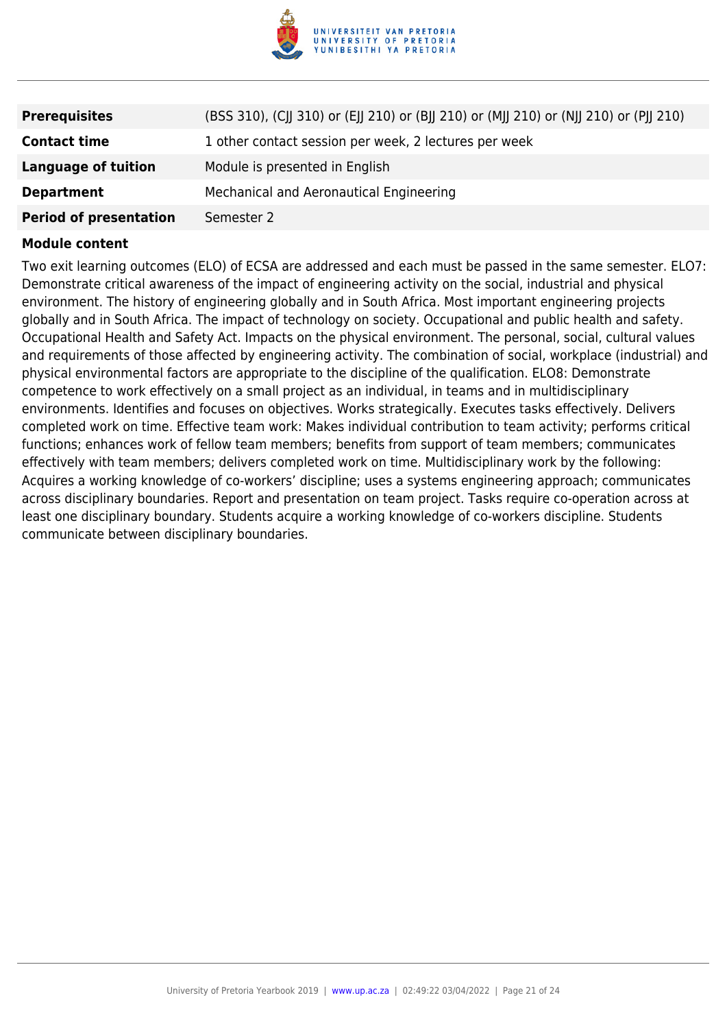| | |
|---|---|
| **Prerequisites** | (BSS 310), (CJJ 310) or (EJJ 210) or (BJJ 210) or (MJJ 210) or (NJJ 210) or (PJJ 210) |
| **Contact time** | 1 other contact session per week, 2 lectures per week |
| **Language of tuition** | Module is presented in English |
| **Department** | Mechanical and Aeronautical Engineering |
| **Period of presentation** | Semester 2 |

**Module content**

Two exit learning outcomes (ELO) of ECSA are addressed and each must be passed in the same semester. ELO7: Demonstrate critical awareness of the impact of engineering activity on the social, industrial and physical environment. The history of engineering globally and in South Africa. Most important engineering projects globally and in South Africa. The impact of technology on society. Occupational and public health and safety. Occupational Health and Safety Act. Impacts on the physical environment. The personal, social, cultural values and requirements of those affected by engineering activity. The combination of social, workplace (industrial) and physical environmental factors are appropriate to the discipline of the qualification. ELO8: Demonstrate competence to work effectively on a small project as an individual, in teams and in multidisciplinary environments. Identifies and focuses on objectives. Works strategically. Executes tasks effectively. Delivers completed work on time. Effective team work: Makes individual contribution to team activity; performs critical functions; enhances work of fellow team members; benefits from support of team members; communicates effectively with team members; delivers completed work on time. Multidisciplinary work by the following: Acquires a working knowledge of co-workers' discipline; uses a systems engineering approach; communicates across disciplinary boundaries. Report and presentation on team project. Tasks require co-operation across at least one disciplinary boundary. Students acquire a working knowledge of co-workers discipline. Students communicate between disciplinary boundaries.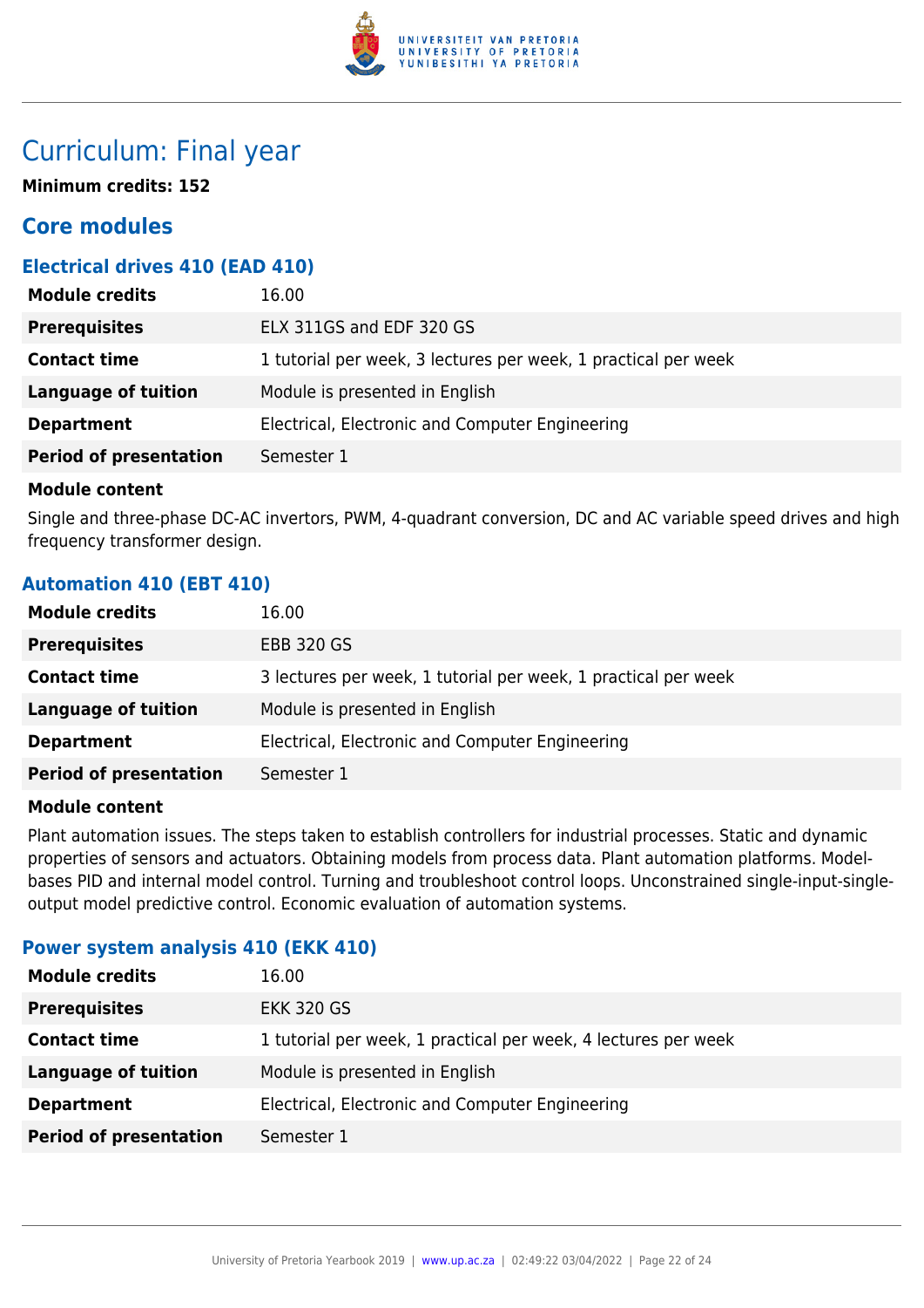# Curriculum: Final year

**Minimum credits: 152**

## Core modules

### Electrical drives 410 (EAD 410)

| | |
|---|---|
| **Module credits** | 16.00 |
| **Prerequisites** | ELX 311GS and EDF 320 GS |
| **Contact time** | 1 tutorial per week, 3 lectures per week, 1 practical per week |
| **Language of tuition** | Module is presented in English |
| **Department** | Electrical, Electronic and Computer Engineering |
| **Period of presentation** | Semester 1 |

**Module content**

Single and three-phase DC-AC invertors, PWM, 4-quadrant conversion, DC and AC variable speed drives and high frequency transformer design.

### Automation 410 (EBT 410)

| | |
|---|---|
| **Module credits** | 16.00 |
| **Prerequisites** | EBB 320 GS |
| **Contact time** | 3 lectures per week, 1 tutorial per week, 1 practical per week |
| **Language of tuition** | Module is presented in English |
| **Department** | Electrical, Electronic and Computer Engineering |
| **Period of presentation** | Semester 1 |

**Module content**

Plant automation issues. The steps taken to establish controllers for industrial processes. Static and dynamic properties of sensors and actuators. Obtaining models from process data. Plant automation platforms. Model-bases PID and internal model control. Turning and troubleshoot control loops. Unconstrained single-input-single-output model predictive control. Economic evaluation of automation systems.

### Power system analysis 410 (EKK 410)

| | |
|---|---|
| **Module credits** | 16.00 |
| **Prerequisites** | EKK 320 GS |
| **Contact time** | 1 tutorial per week, 1 practical per week, 4 lectures per week |
| **Language of tuition** | Module is presented in English |
| **Department** | Electrical, Electronic and Computer Engineering |
| **Period of presentation** | Semester 1 |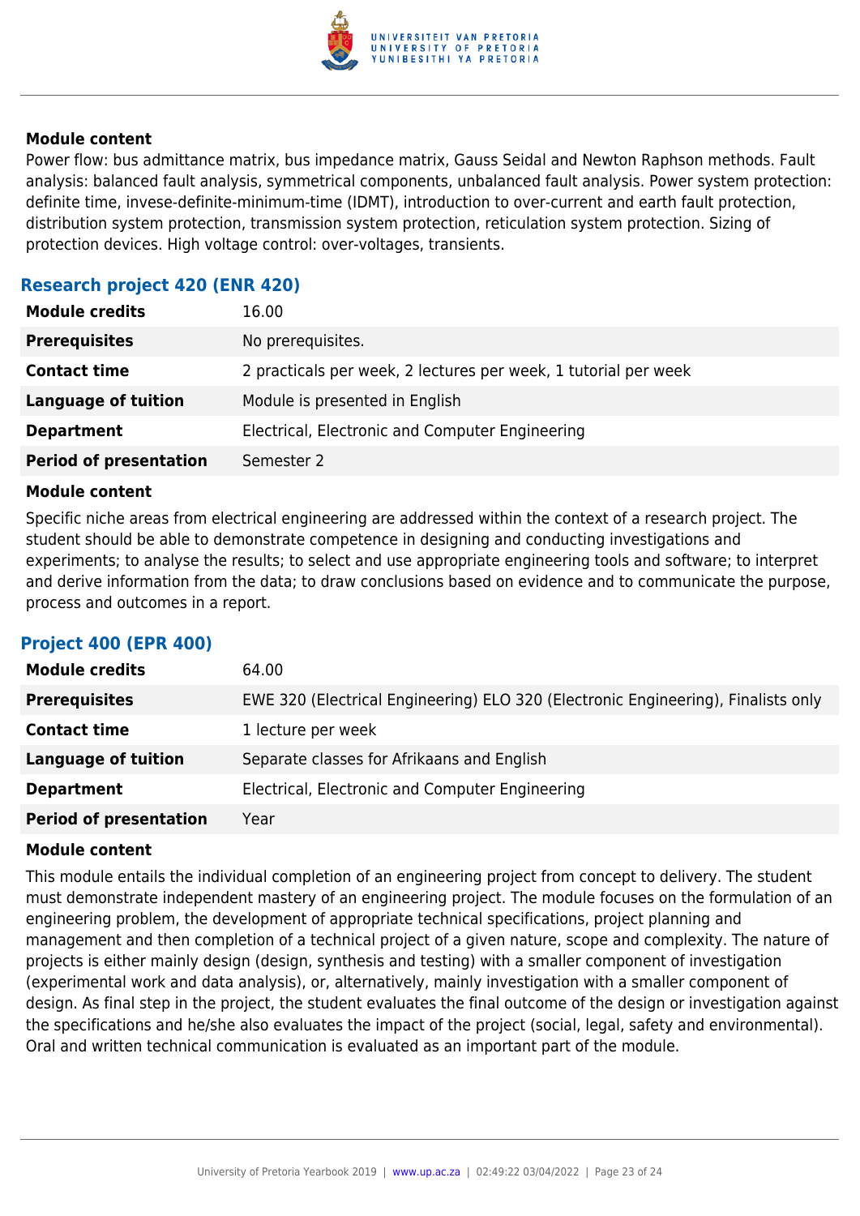#### Module content

Power flow: bus admittance matrix, bus impedance matrix, Gauss Seidal and Newton Raphson methods. Fault analysis: balanced fault analysis, symmetrical components, unbalanced fault analysis. Power system protection: definite time, invese-definite-minimum-time (IDMT), introduction to over-current and earth fault protection, distribution system protection, transmission system protection, reticulation system protection. Sizing of protection devices. High voltage control: over-voltages, transients.

### Research project 420 (ENR 420)

| | |
|---|---|
| **Module credits** | 16.00 |
| **Prerequisites** | No prerequisites. |
| **Contact time** | 2 practicals per week, 2 lectures per week, 1 tutorial per week |
| **Language of tuition** | Module is presented in English |
| **Department** | Electrical, Electronic and Computer Engineering |
| **Period of presentation** | Semester 2 |

#### Module content

Specific niche areas from electrical engineering are addressed within the context of a research project. The student should be able to demonstrate competence in designing and conducting investigations and experiments; to analyse the results; to select and use appropriate engineering tools and software; to interpret and derive information from the data; to draw conclusions based on evidence and to communicate the purpose, process and outcomes in a report.

### Project 400 (EPR 400)

| | |
|---|---|
| **Module credits** | 64.00 |
| **Prerequisites** | EWE 320 (Electrical Engineering) ELO 320 (Electronic Engineering), Finalists only |
| **Contact time** | 1 lecture per week |
| **Language of tuition** | Separate classes for Afrikaans and English |
| **Department** | Electrical, Electronic and Computer Engineering |
| **Period of presentation** | Year |

#### Module content

This module entails the individual completion of an engineering project from concept to delivery. The student must demonstrate independent mastery of an engineering project. The module focuses on the formulation of an engineering problem, the development of appropriate technical specifications, project planning and management and then completion of a technical project of a given nature, scope and complexity. The nature of projects is either mainly design (design, synthesis and testing) with a smaller component of investigation (experimental work and data analysis), or, alternatively, mainly investigation with a smaller component of design. As final step in the project, the student evaluates the final outcome of the design or investigation against the specifications and he/she also evaluates the impact of the project (social, legal, safety and environmental). Oral and written technical communication is evaluated as an important part of the module.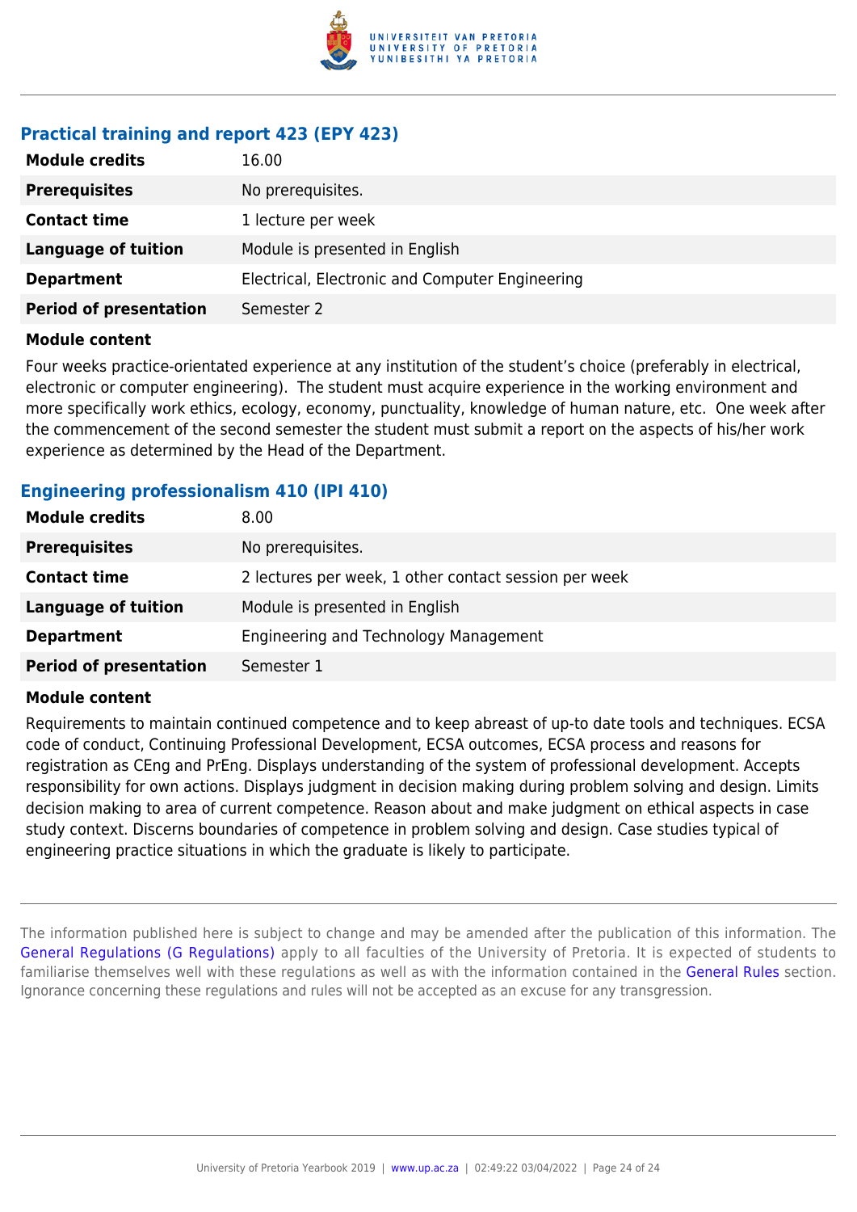### Practical training and report 423 (EPY 423)

| | |
|---|---|
| **Module credits** | 16.00 |
| **Prerequisites** | No prerequisites. |
| **Contact time** | 1 lecture per week |
| **Language of tuition** | Module is presented in English |
| **Department** | Electrical, Electronic and Computer Engineering |
| **Period of presentation** | Semester 2 |

**Module content**

Four weeks practice-orientated experience at any institution of the student's choice (preferably in electrical, electronic or computer engineering). The student must acquire experience in the working environment and more specifically work ethics, ecology, economy, punctuality, knowledge of human nature, etc. One week after the commencement of the second semester the student must submit a report on the aspects of his/her work experience as determined by the Head of the Department.

### Engineering professionalism 410 (IPI 410)

| | |
|---|---|
| **Module credits** | 8.00 |
| **Prerequisites** | No prerequisites. |
| **Contact time** | 2 lectures per week, 1 other contact session per week |
| **Language of tuition** | Module is presented in English |
| **Department** | Engineering and Technology Management |
| **Period of presentation** | Semester 1 |

**Module content**

Requirements to maintain continued competence and to keep abreast of up-to date tools and techniques. ECSA code of conduct, Continuing Professional Development, ECSA outcomes, ECSA process and reasons for registration as CEng and PrEng. Displays understanding of the system of professional development. Accepts responsibility for own actions. Displays judgment in decision making during problem solving and design. Limits decision making to area of current competence. Reason about and make judgment on ethical aspects in case study context. Discerns boundaries of competence in problem solving and design. Case studies typical of engineering practice situations in which the graduate is likely to participate.

---

The information published here is subject to change and may be amended after the publication of this information. The General Regulations (G Regulations) apply to all faculties of the University of Pretoria. It is expected of students to familiarise themselves well with these regulations as well as with the information contained in the General Rules section. Ignorance concerning these regulations and rules will not be accepted as an excuse for any transgression.